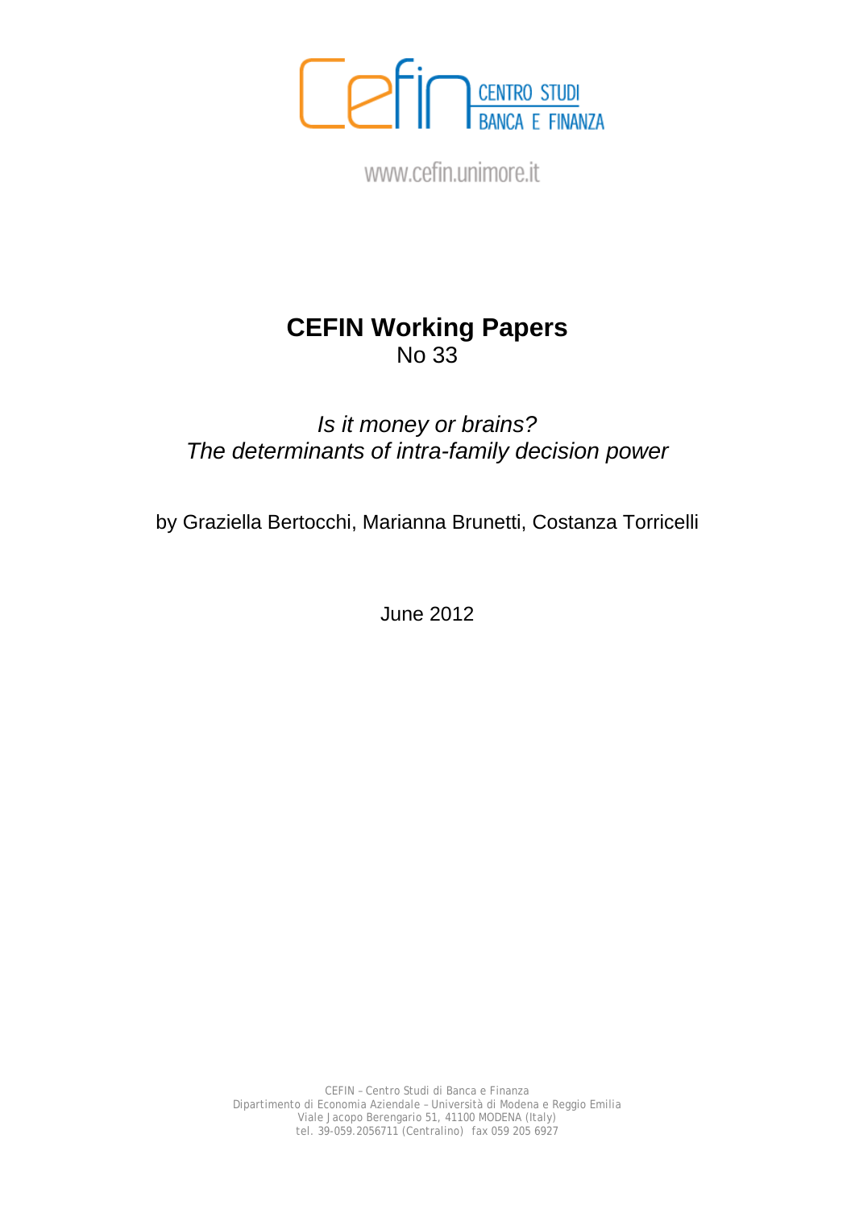CENTRO STUDI BANCA E FINANZA

www.cefin.unimore.it

# CEFIN Working Papers

No 33

*Is it money or brains?*
*The determinants of intra-family decision power*

by Graziella Bertocchi, Marianna Brunetti, Costanza Torricelli

June 2012

CEFIN – Centro Studi di Banca e Finanza
Dipartimento di Economia Aziendale – Università di Modena e Reggio Emilia
Viale Jacopo Berengario 51, 41100 MODENA (Italy)
tel. 39-059.2056711 (Centralino) fax 059 205 6927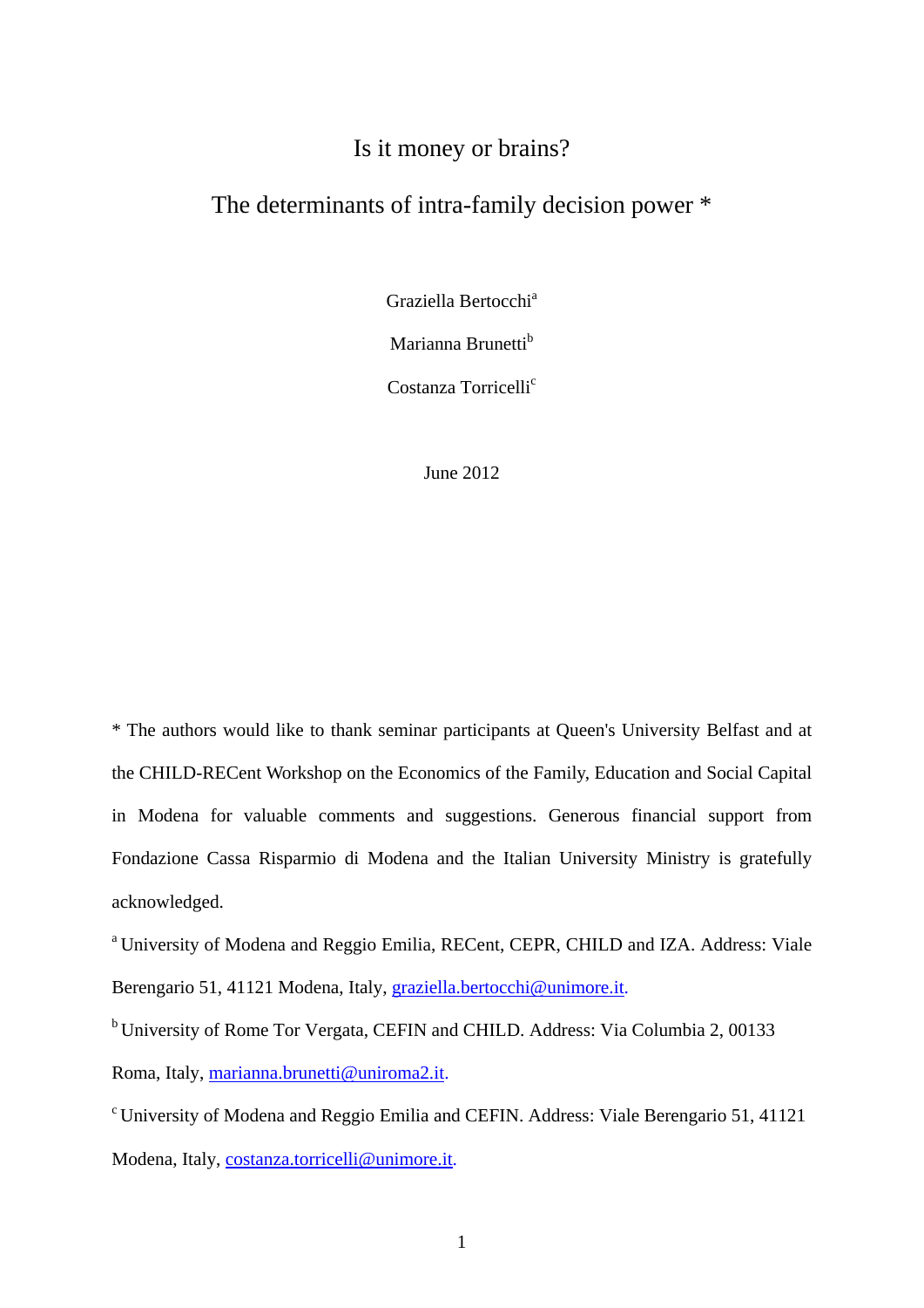# Is it money or brains?

## The determinants of intra-family decision power *

Graziella Bertocchi[a]

Marianna Brunetti[b]

Costanza Torricelli[c]

June 2012

* The authors would like to thank seminar participants at Queen's University Belfast and at the CHILD-RECent Workshop on the Economics of the Family, Education and Social Capital in Modena for valuable comments and suggestions. Generous financial support from Fondazione Cassa Risparmio di Modena and the Italian University Ministry is gratefully acknowledged.

[a] University of Modena and Reggio Emilia, RECent, CEPR, CHILD and IZA. Address: Viale Berengario 51, 41121 Modena, Italy, graziella.bertocchi@unimore.it.

[b] University of Rome Tor Vergata, CEFIN and CHILD. Address: Via Columbia 2, 00133 Roma, Italy, marianna.brunetti@uniroma2.it.

[c] University of Modena and Reggio Emilia and CEFIN. Address: Viale Berengario 51, 41121 Modena, Italy, costanza.torricelli@unimore.it.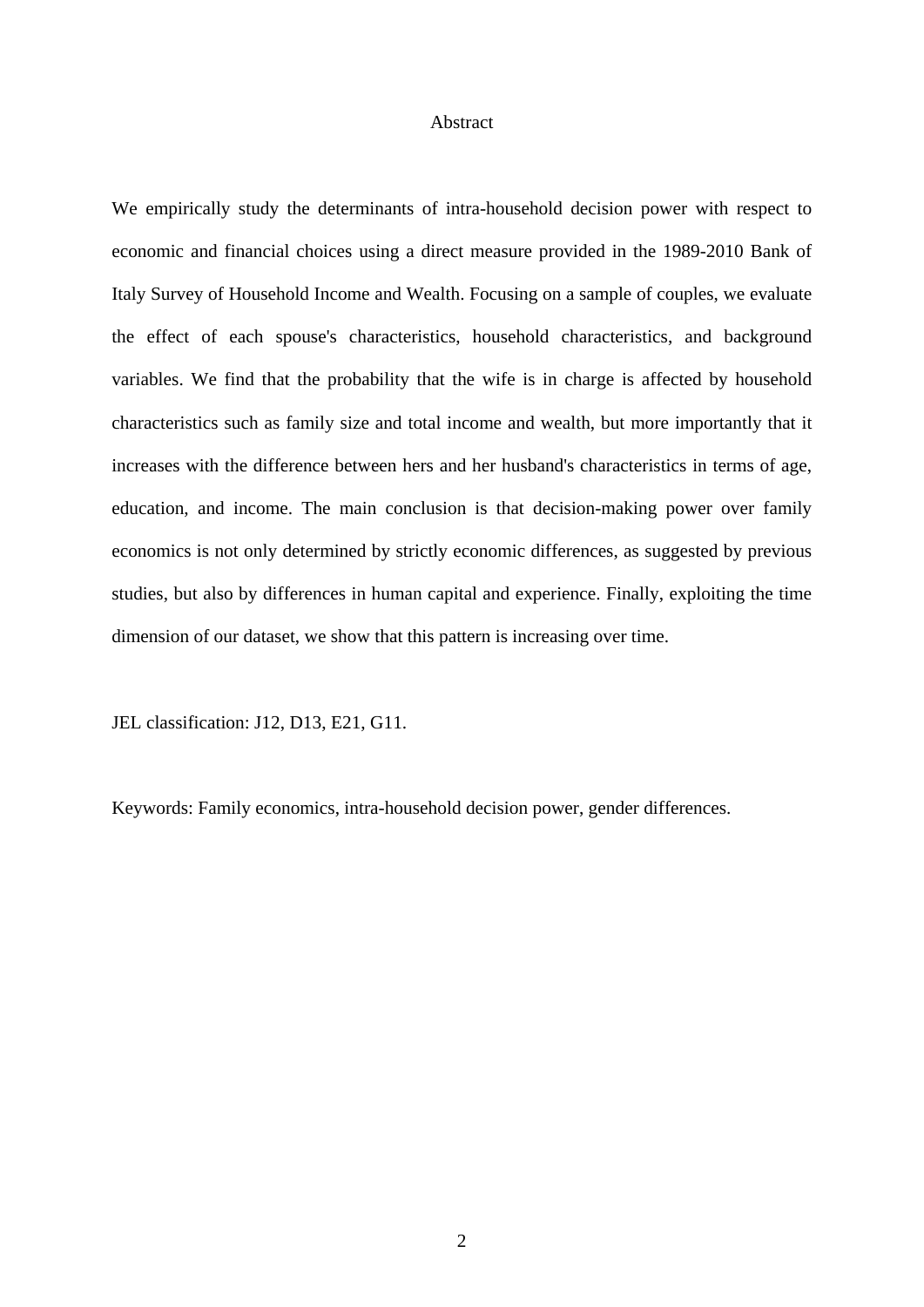## Abstract

We empirically study the determinants of intra-household decision power with respect to economic and financial choices using a direct measure provided in the 1989-2010 Bank of Italy Survey of Household Income and Wealth. Focusing on a sample of couples, we evaluate the effect of each spouse's characteristics, household characteristics, and background variables. We find that the probability that the wife is in charge is affected by household characteristics such as family size and total income and wealth, but more importantly that it increases with the difference between hers and her husband's characteristics in terms of age, education, and income. The main conclusion is that decision-making power over family economics is not only determined by strictly economic differences, as suggested by previous studies, but also by differences in human capital and experience. Finally, exploiting the time dimension of our dataset, we show that this pattern is increasing over time.

JEL classification: J12, D13, E21, G11.

Keywords: Family economics, intra-household decision power, gender differences.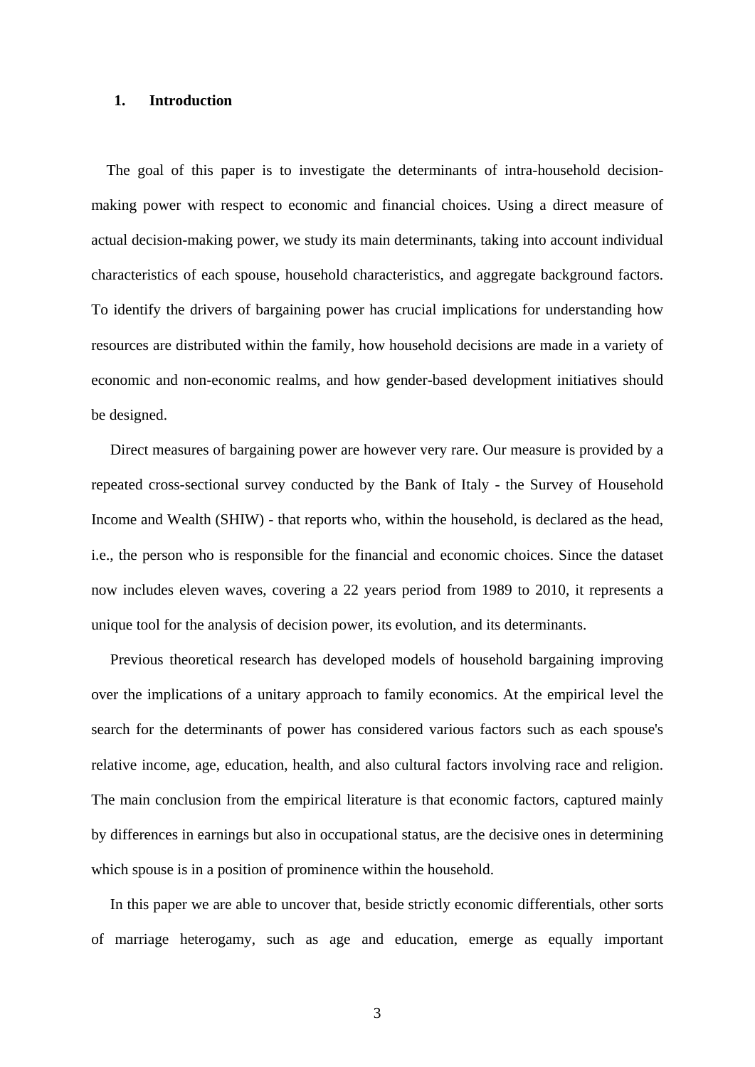## 1. Introduction

The goal of this paper is to investigate the determinants of intra-household decision-making power with respect to economic and financial choices. Using a direct measure of actual decision-making power, we study its main determinants, taking into account individual characteristics of each spouse, household characteristics, and aggregate background factors. To identify the drivers of bargaining power has crucial implications for understanding how resources are distributed within the family, how household decisions are made in a variety of economic and non-economic realms, and how gender-based development initiatives should be designed.

Direct measures of bargaining power are however very rare. Our measure is provided by a repeated cross-sectional survey conducted by the Bank of Italy - the Survey of Household Income and Wealth (SHIW) - that reports who, within the household, is declared as the head, i.e., the person who is responsible for the financial and economic choices. Since the dataset now includes eleven waves, covering a 22 years period from 1989 to 2010, it represents a unique tool for the analysis of decision power, its evolution, and its determinants.

Previous theoretical research has developed models of household bargaining improving over the implications of a unitary approach to family economics. At the empirical level the search for the determinants of power has considered various factors such as each spouse's relative income, age, education, health, and also cultural factors involving race and religion. The main conclusion from the empirical literature is that economic factors, captured mainly by differences in earnings but also in occupational status, are the decisive ones in determining which spouse is in a position of prominence within the household.

In this paper we are able to uncover that, beside strictly economic differentials, other sorts of marriage heterogamy, such as age and education, emerge as equally important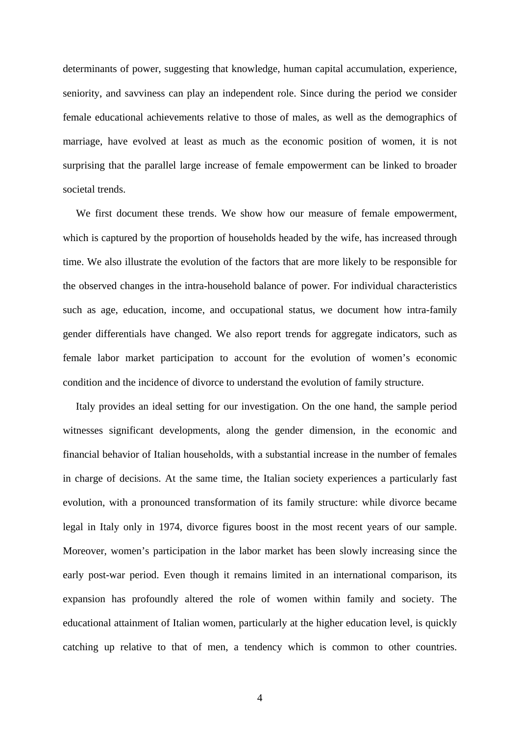determinants of power, suggesting that knowledge, human capital accumulation, experience, seniority, and savviness can play an independent role. Since during the period we consider female educational achievements relative to those of males, as well as the demographics of marriage, have evolved at least as much as the economic position of women, it is not surprising that the parallel large increase of female empowerment can be linked to broader societal trends.

We first document these trends. We show how our measure of female empowerment, which is captured by the proportion of households headed by the wife, has increased through time. We also illustrate the evolution of the factors that are more likely to be responsible for the observed changes in the intra-household balance of power. For individual characteristics such as age, education, income, and occupational status, we document how intra-family gender differentials have changed. We also report trends for aggregate indicators, such as female labor market participation to account for the evolution of women's economic condition and the incidence of divorce to understand the evolution of family structure.

Italy provides an ideal setting for our investigation. On the one hand, the sample period witnesses significant developments, along the gender dimension, in the economic and financial behavior of Italian households, with a substantial increase in the number of females in charge of decisions. At the same time, the Italian society experiences a particularly fast evolution, with a pronounced transformation of its family structure: while divorce became legal in Italy only in 1974, divorce figures boost in the most recent years of our sample. Moreover, women's participation in the labor market has been slowly increasing since the early post-war period. Even though it remains limited in an international comparison, its expansion has profoundly altered the role of women within family and society. The educational attainment of Italian women, particularly at the higher education level, is quickly catching up relative to that of men, a tendency which is common to other countries.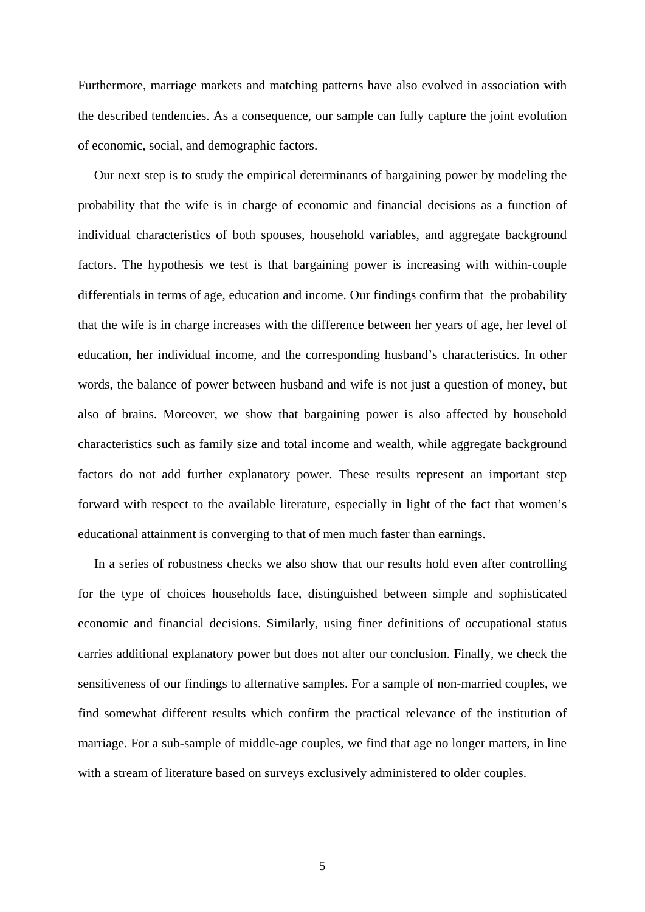Furthermore, marriage markets and matching patterns have also evolved in association with the described tendencies. As a consequence, our sample can fully capture the joint evolution of economic, social, and demographic factors.

Our next step is to study the empirical determinants of bargaining power by modeling the probability that the wife is in charge of economic and financial decisions as a function of individual characteristics of both spouses, household variables, and aggregate background factors. The hypothesis we test is that bargaining power is increasing with within-couple differentials in terms of age, education and income. Our findings confirm that the probability that the wife is in charge increases with the difference between her years of age, her level of education, her individual income, and the corresponding husband's characteristics. In other words, the balance of power between husband and wife is not just a question of money, but also of brains. Moreover, we show that bargaining power is also affected by household characteristics such as family size and total income and wealth, while aggregate background factors do not add further explanatory power. These results represent an important step forward with respect to the available literature, especially in light of the fact that women's educational attainment is converging to that of men much faster than earnings.

In a series of robustness checks we also show that our results hold even after controlling for the type of choices households face, distinguished between simple and sophisticated economic and financial decisions. Similarly, using finer definitions of occupational status carries additional explanatory power but does not alter our conclusion. Finally, we check the sensitiveness of our findings to alternative samples. For a sample of non-married couples, we find somewhat different results which confirm the practical relevance of the institution of marriage. For a sub-sample of middle-age couples, we find that age no longer matters, in line with a stream of literature based on surveys exclusively administered to older couples.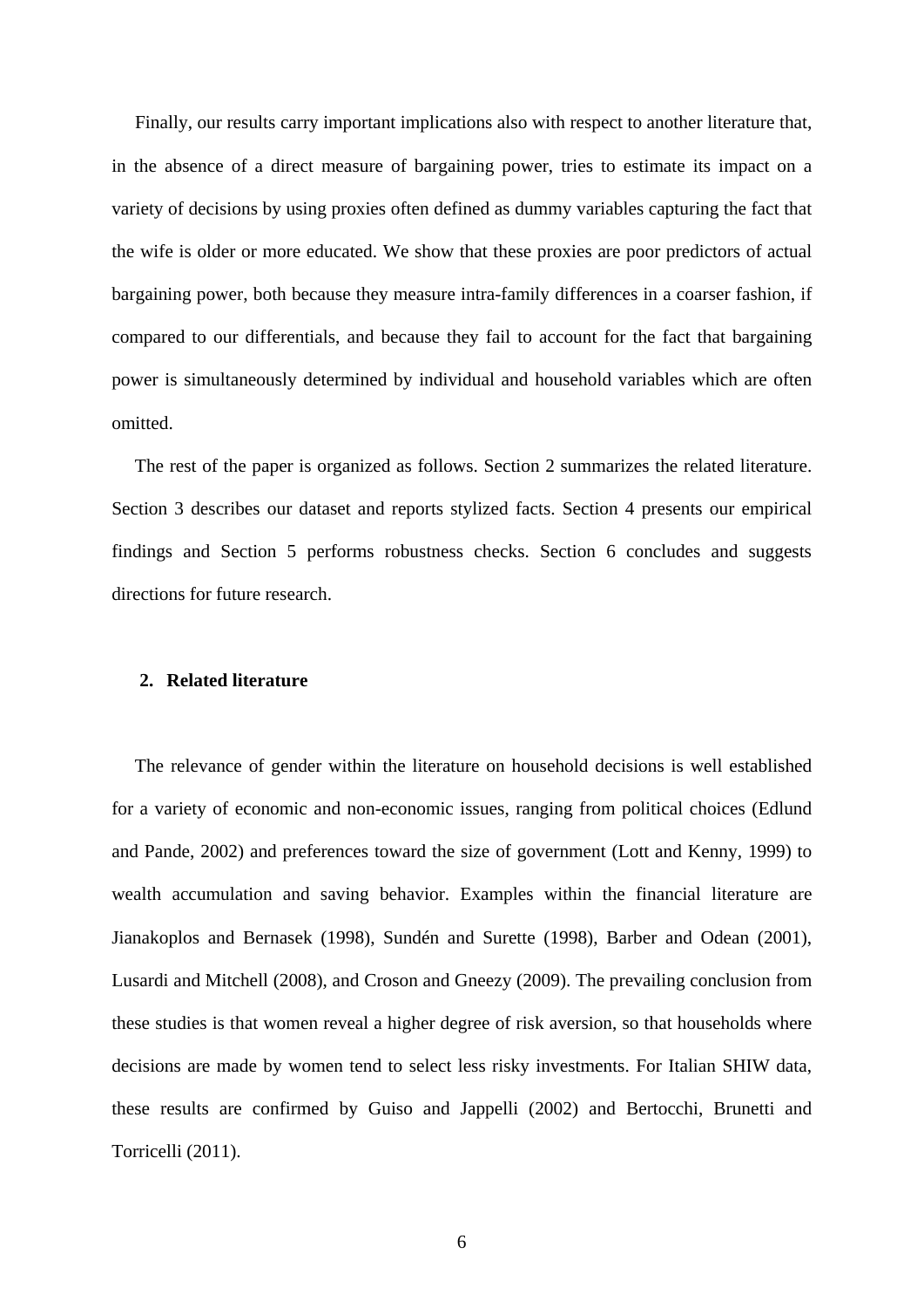Finally, our results carry important implications also with respect to another literature that, in the absence of a direct measure of bargaining power, tries to estimate its impact on a variety of decisions by using proxies often defined as dummy variables capturing the fact that the wife is older or more educated. We show that these proxies are poor predictors of actual bargaining power, both because they measure intra-family differences in a coarser fashion, if compared to our differentials, and because they fail to account for the fact that bargaining power is simultaneously determined by individual and household variables which are often omitted.

The rest of the paper is organized as follows. Section 2 summarizes the related literature. Section 3 describes our dataset and reports stylized facts. Section 4 presents our empirical findings and Section 5 performs robustness checks. Section 6 concludes and suggests directions for future research.

## 2. Related literature

The relevance of gender within the literature on household decisions is well established for a variety of economic and non-economic issues, ranging from political choices (Edlund and Pande, 2002) and preferences toward the size of government (Lott and Kenny, 1999) to wealth accumulation and saving behavior. Examples within the financial literature are Jianakoplos and Bernasek (1998), Sundén and Surette (1998), Barber and Odean (2001), Lusardi and Mitchell (2008), and Croson and Gneezy (2009). The prevailing conclusion from these studies is that women reveal a higher degree of risk aversion, so that households where decisions are made by women tend to select less risky investments. For Italian SHIW data, these results are confirmed by Guiso and Jappelli (2002) and Bertocchi, Brunetti and Torricelli (2011).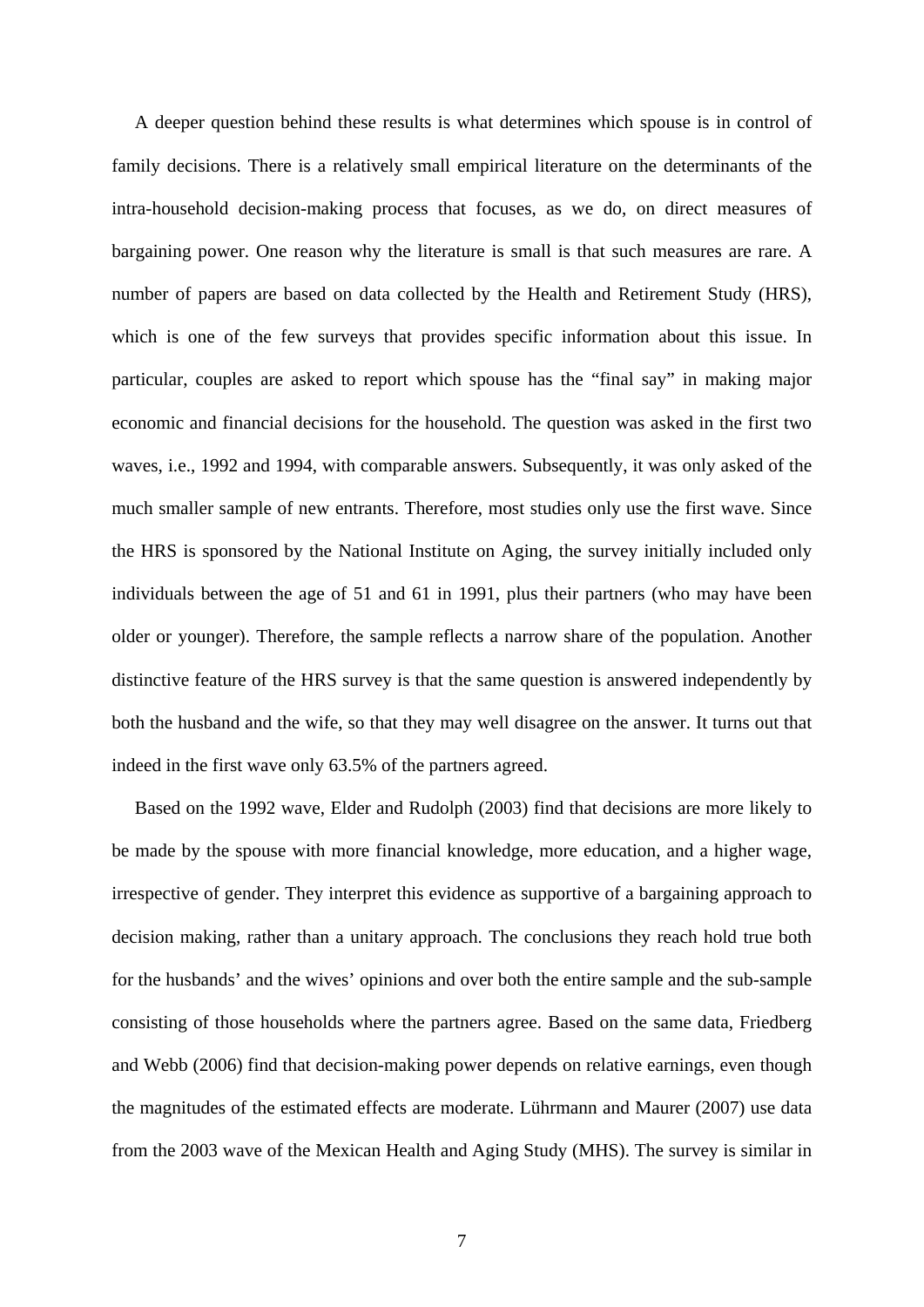A deeper question behind these results is what determines which spouse is in control of family decisions. There is a relatively small empirical literature on the determinants of the intra-household decision-making process that focuses, as we do, on direct measures of bargaining power. One reason why the literature is small is that such measures are rare. A number of papers are based on data collected by the Health and Retirement Study (HRS), which is one of the few surveys that provides specific information about this issue. In particular, couples are asked to report which spouse has the "final say" in making major economic and financial decisions for the household. The question was asked in the first two waves, i.e., 1992 and 1994, with comparable answers. Subsequently, it was only asked of the much smaller sample of new entrants. Therefore, most studies only use the first wave. Since the HRS is sponsored by the National Institute on Aging, the survey initially included only individuals between the age of 51 and 61 in 1991, plus their partners (who may have been older or younger). Therefore, the sample reflects a narrow share of the population. Another distinctive feature of the HRS survey is that the same question is answered independently by both the husband and the wife, so that they may well disagree on the answer. It turns out that indeed in the first wave only 63.5% of the partners agreed.

Based on the 1992 wave, Elder and Rudolph (2003) find that decisions are more likely to be made by the spouse with more financial knowledge, more education, and a higher wage, irrespective of gender. They interpret this evidence as supportive of a bargaining approach to decision making, rather than a unitary approach. The conclusions they reach hold true both for the husbands' and the wives' opinions and over both the entire sample and the sub-sample consisting of those households where the partners agree. Based on the same data, Friedberg and Webb (2006) find that decision-making power depends on relative earnings, even though the magnitudes of the estimated effects are moderate. Lührmann and Maurer (2007) use data from the 2003 wave of the Mexican Health and Aging Study (MHS). The survey is similar in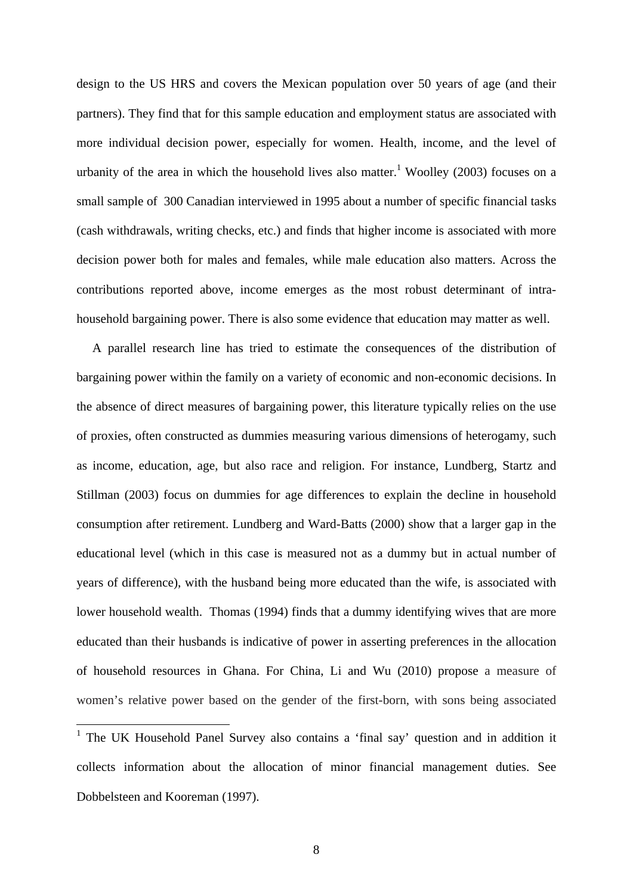design to the US HRS and covers the Mexican population over 50 years of age (and their partners). They find that for this sample education and employment status are associated with more individual decision power, especially for women. Health, income, and the level of urbanity of the area in which the household lives also matter.[1] Woolley (2003) focuses on a small sample of 300 Canadian interviewed in 1995 about a number of specific financial tasks (cash withdrawals, writing checks, etc.) and finds that higher income is associated with more decision power both for males and females, while male education also matters. Across the contributions reported above, income emerges as the most robust determinant of intra-household bargaining power. There is also some evidence that education may matter as well.

A parallel research line has tried to estimate the consequences of the distribution of bargaining power within the family on a variety of economic and non-economic decisions. In the absence of direct measures of bargaining power, this literature typically relies on the use of proxies, often constructed as dummies measuring various dimensions of heterogamy, such as income, education, age, but also race and religion. For instance, Lundberg, Startz and Stillman (2003) focus on dummies for age differences to explain the decline in household consumption after retirement. Lundberg and Ward-Batts (2000) show that a larger gap in the educational level (which in this case is measured not as a dummy but in actual number of years of difference), with the husband being more educated than the wife, is associated with lower household wealth. Thomas (1994) finds that a dummy identifying wives that are more educated than their husbands is indicative of power in asserting preferences in the allocation of household resources in Ghana. For China, Li and Wu (2010) propose a measure of women's relative power based on the gender of the first-born, with sons being associated

[1] The UK Household Panel Survey also contains a 'final say' question and in addition it collects information about the allocation of minor financial management duties. See Dobbelsteen and Kooreman (1997).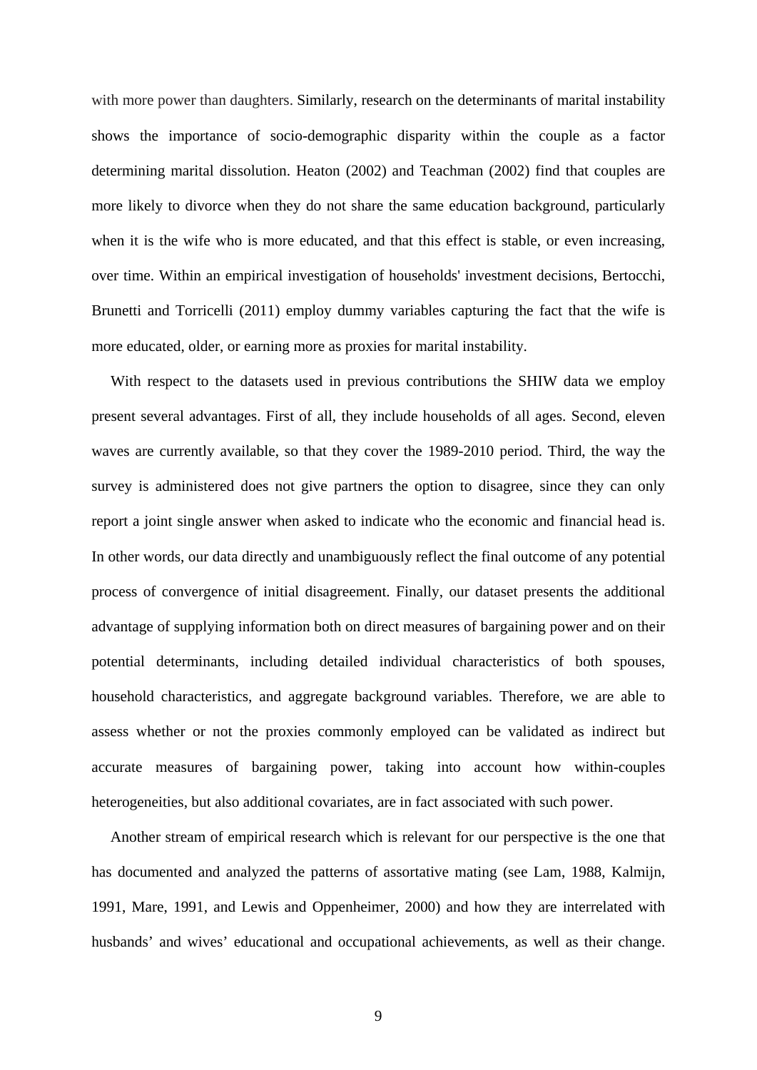with more power than daughters. Similarly, research on the determinants of marital instability shows the importance of socio-demographic disparity within the couple as a factor determining marital dissolution. Heaton (2002) and Teachman (2002) find that couples are more likely to divorce when they do not share the same education background, particularly when it is the wife who is more educated, and that this effect is stable, or even increasing, over time. Within an empirical investigation of households' investment decisions, Bertocchi, Brunetti and Torricelli (2011) employ dummy variables capturing the fact that the wife is more educated, older, or earning more as proxies for marital instability.

With respect to the datasets used in previous contributions the SHIW data we employ present several advantages. First of all, they include households of all ages. Second, eleven waves are currently available, so that they cover the 1989-2010 period. Third, the way the survey is administered does not give partners the option to disagree, since they can only report a joint single answer when asked to indicate who the economic and financial head is. In other words, our data directly and unambiguously reflect the final outcome of any potential process of convergence of initial disagreement. Finally, our dataset presents the additional advantage of supplying information both on direct measures of bargaining power and on their potential determinants, including detailed individual characteristics of both spouses, household characteristics, and aggregate background variables. Therefore, we are able to assess whether or not the proxies commonly employed can be validated as indirect but accurate measures of bargaining power, taking into account how within-couples heterogeneities, but also additional covariates, are in fact associated with such power.

Another stream of empirical research which is relevant for our perspective is the one that has documented and analyzed the patterns of assortative mating (see Lam, 1988, Kalmijn, 1991, Mare, 1991, and Lewis and Oppenheimer, 2000) and how they are interrelated with husbands' and wives' educational and occupational achievements, as well as their change.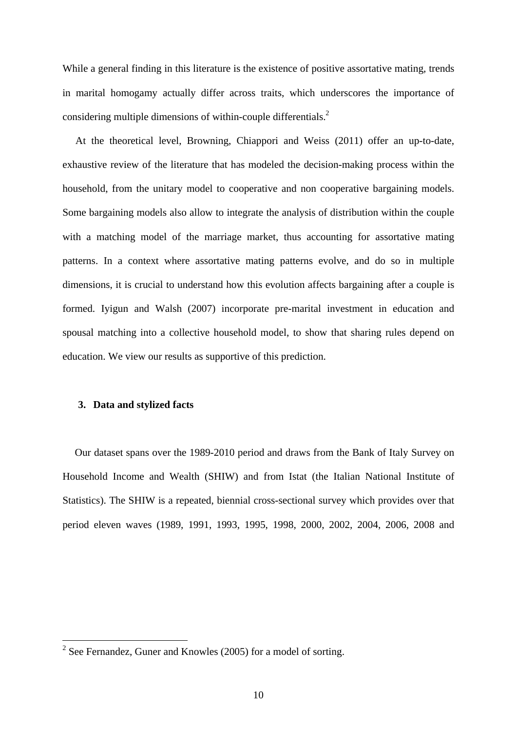While a general finding in this literature is the existence of positive assortative mating, trends in marital homogamy actually differ across traits, which underscores the importance of considering multiple dimensions of within-couple differentials.[2]

At the theoretical level, Browning, Chiappori and Weiss (2011) offer an up-to-date, exhaustive review of the literature that has modeled the decision-making process within the household, from the unitary model to cooperative and non cooperative bargaining models. Some bargaining models also allow to integrate the analysis of distribution within the couple with a matching model of the marriage market, thus accounting for assortative mating patterns. In a context where assortative mating patterns evolve, and do so in multiple dimensions, it is crucial to understand how this evolution affects bargaining after a couple is formed. Iyigun and Walsh (2007) incorporate pre-marital investment in education and spousal matching into a collective household model, to show that sharing rules depend on education. We view our results as supportive of this prediction.

## 3. Data and stylized facts

Our dataset spans over the 1989-2010 period and draws from the Bank of Italy Survey on Household Income and Wealth (SHIW) and from Istat (the Italian National Institute of Statistics). The SHIW is a repeated, biennial cross-sectional survey which provides over that period eleven waves (1989, 1991, 1993, 1995, 1998, 2000, 2002, 2004, 2006, 2008 and

---

[2] See Fernandez, Guner and Knowles (2005) for a model of sorting.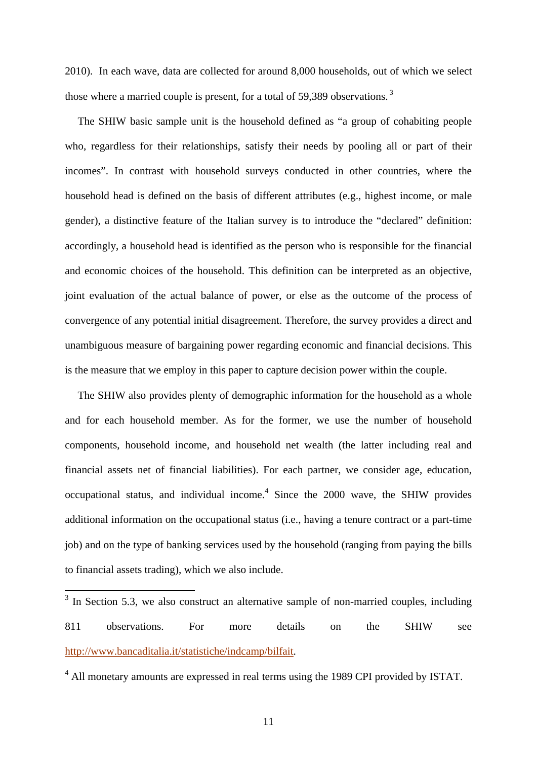2010). In each wave, data are collected for around 8,000 households, out of which we select those where a married couple is present, for a total of 59,389 observations.[3]

The SHIW basic sample unit is the household defined as "a group of cohabiting people who, regardless for their relationships, satisfy their needs by pooling all or part of their incomes". In contrast with household surveys conducted in other countries, where the household head is defined on the basis of different attributes (e.g., highest income, or male gender), a distinctive feature of the Italian survey is to introduce the "declared" definition: accordingly, a household head is identified as the person who is responsible for the financial and economic choices of the household. This definition can be interpreted as an objective, joint evaluation of the actual balance of power, or else as the outcome of the process of convergence of any potential initial disagreement. Therefore, the survey provides a direct and unambiguous measure of bargaining power regarding economic and financial decisions. This is the measure that we employ in this paper to capture decision power within the couple.

The SHIW also provides plenty of demographic information for the household as a whole and for each household member. As for the former, we use the number of household components, household income, and household net wealth (the latter including real and financial assets net of financial liabilities). For each partner, we consider age, education, occupational status, and individual income.[4] Since the 2000 wave, the SHIW provides additional information on the occupational status (i.e., having a tenure contract or a part-time job) and on the type of banking services used by the household (ranging from paying the bills to financial assets trading), which we also include.

---

[3] In Section 5.3, we also construct an alternative sample of non-married couples, including 811 observations. For more details on the SHIW see http://www.bancaditalia.it/statistiche/indcamp/bilfait.

[4] All monetary amounts are expressed in real terms using the 1989 CPI provided by ISTAT.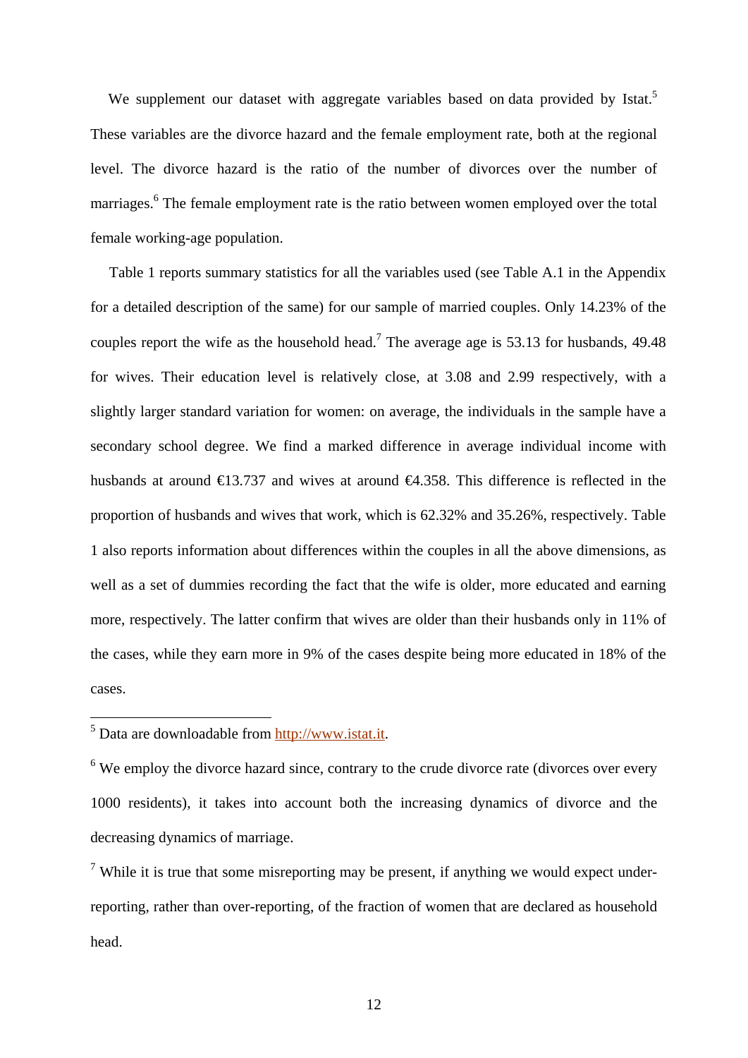We supplement our dataset with aggregate variables based on data provided by Istat.[5] These variables are the divorce hazard and the female employment rate, both at the regional level. The divorce hazard is the ratio of the number of divorces over the number of marriages.[6] The female employment rate is the ratio between women employed over the total female working-age population.

Table 1 reports summary statistics for all the variables used (see Table A.1 in the Appendix for a detailed description of the same) for our sample of married couples. Only 14.23% of the couples report the wife as the household head.[7] The average age is 53.13 for husbands, 49.48 for wives. Their education level is relatively close, at 3.08 and 2.99 respectively, with a slightly larger standard variation for women: on average, the individuals in the sample have a secondary school degree. We find a marked difference in average individual income with husbands at around €13.737 and wives at around €4.358. This difference is reflected in the proportion of husbands and wives that work, which is 62.32% and 35.26%, respectively. Table 1 also reports information about differences within the couples in all the above dimensions, as well as a set of dummies recording the fact that the wife is older, more educated and earning more, respectively. The latter confirm that wives are older than their husbands only in 11% of the cases, while they earn more in 9% of the cases despite being more educated in 18% of the cases.

[5] Data are downloadable from http://www.istat.it.

[6] We employ the divorce hazard since, contrary to the crude divorce rate (divorces over every 1000 residents), it takes into account both the increasing dynamics of divorce and the decreasing dynamics of marriage.

[7] While it is true that some misreporting may be present, if anything we would expect under-reporting, rather than over-reporting, of the fraction of women that are declared as household head.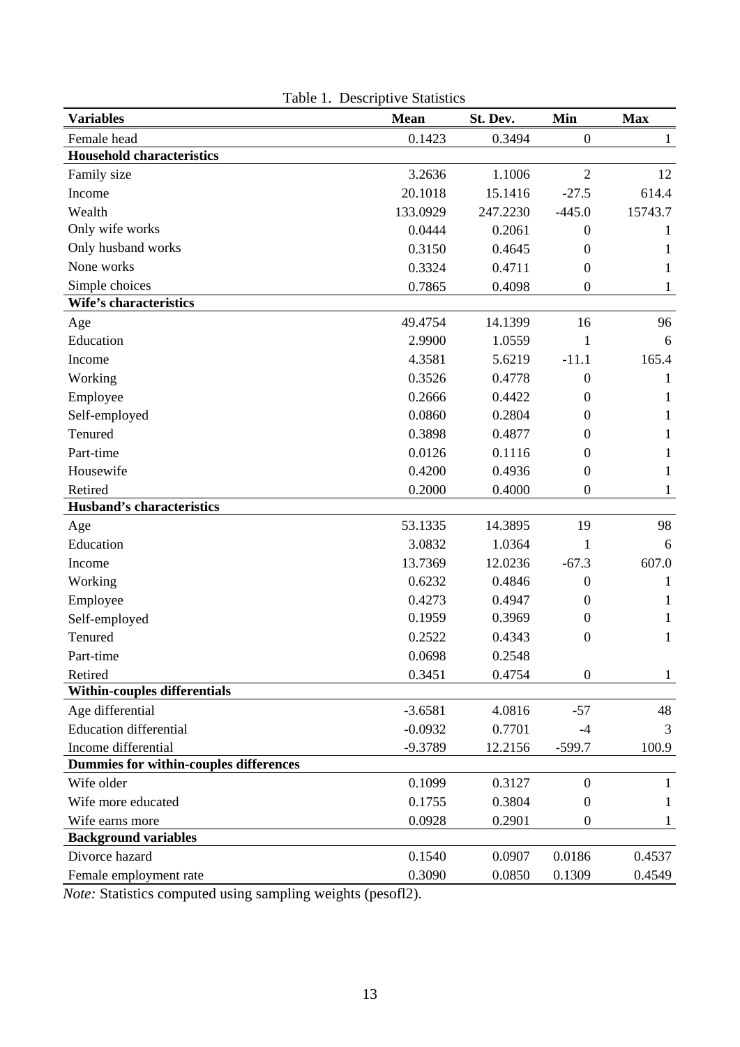Table 1. Descriptive Statistics

| Variables | Mean | St. Dev. | Min | Max |
|---|---|---|---|---|
| Female head | 0.1423 | 0.3494 | 0 | 1 |
| **Household characteristics** | | | | |
| Family size | 3.2636 | 1.1006 | 2 | 12 |
| Income | 20.1018 | 15.1416 | -27.5 | 614.4 |
| Wealth | 133.0929 | 247.2230 | -445.0 | 15743.7 |
| Only wife works | 0.0444 | 0.2061 | 0 | 1 |
| Only husband works | 0.3150 | 0.4645 | 0 | 1 |
| None works | 0.3324 | 0.4711 | 0 | 1 |
| Simple choices | 0.7865 | 0.4098 | 0 | 1 |
| **Wife's characteristics** | | | | |
| Age | 49.4754 | 14.1399 | 16 | 96 |
| Education | 2.9900 | 1.0559 | 1 | 6 |
| Income | 4.3581 | 5.6219 | -11.1 | 165.4 |
| Working | 0.3526 | 0.4778 | 0 | 1 |
| Employee | 0.2666 | 0.4422 | 0 | 1 |
| Self-employed | 0.0860 | 0.2804 | 0 | 1 |
| Tenured | 0.3898 | 0.4877 | 0 | 1 |
| Part-time | 0.0126 | 0.1116 | 0 | 1 |
| Housewife | 0.4200 | 0.4936 | 0 | 1 |
| Retired | 0.2000 | 0.4000 | 0 | 1 |
| **Husband's characteristics** | | | | |
| Age | 53.1335 | 14.3895 | 19 | 98 |
| Education | 3.0832 | 1.0364 | 1 | 6 |
| Income | 13.7369 | 12.0236 | -67.3 | 607.0 |
| Working | 0.6232 | 0.4846 | 0 | 1 |
| Employee | 0.4273 | 0.4947 | 0 | 1 |
| Self-employed | 0.1959 | 0.3969 | 0 | 1 |
| Tenured | 0.2522 | 0.4343 | 0 | 1 |
| Part-time | 0.0698 | 0.2548 | | |
| Retired | 0.3451 | 0.4754 | 0 | 1 |
| **Within-couples differentials** | | | | |
| Age differential | -3.6581 | 4.0816 | -57 | 48 |
| Education differential | -0.0932 | 0.7701 | -4 | 3 |
| Income differential | -9.3789 | 12.2156 | -599.7 | 100.9 |
| **Dummies for within-couples differences** | | | | |
| Wife older | 0.1099 | 0.3127 | 0 | 1 |
| Wife more educated | 0.1755 | 0.3804 | 0 | 1 |
| Wife earns more | 0.0928 | 0.2901 | 0 | 1 |
| **Background variables** | | | | |
| Divorce hazard | 0.1540 | 0.0907 | 0.0186 | 0.4537 |
| Female employment rate | 0.3090 | 0.0850 | 0.1309 | 0.4549 |

*Note:* Statistics computed using sampling weights (pesofl2).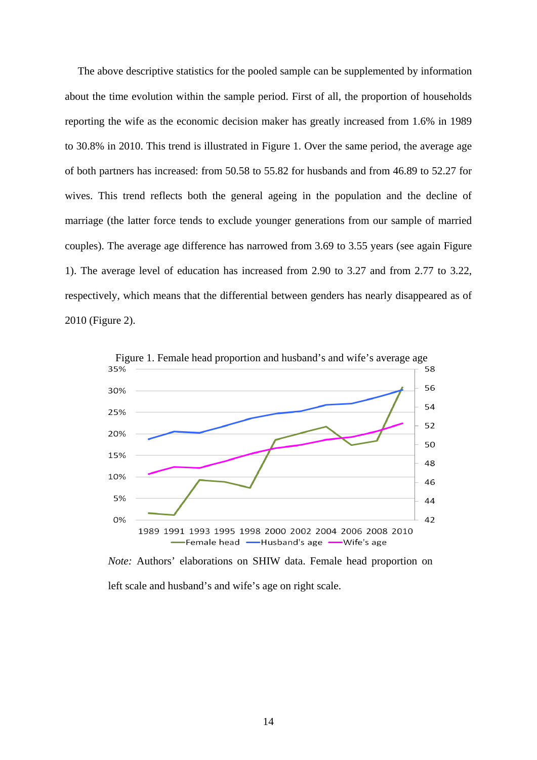The above descriptive statistics for the pooled sample can be supplemented by information about the time evolution within the sample period. First of all, the proportion of households reporting the wife as the economic decision maker has greatly increased from 1.6% in 1989 to 30.8% in 2010. This trend is illustrated in Figure 1. Over the same period, the average age of both partners has increased: from 50.58 to 55.82 for husbands and from 46.89 to 52.27 for wives. This trend reflects both the general ageing in the population and the decline of marriage (the latter force tends to exclude younger generations from our sample of married couples). The average age difference has narrowed from 3.69 to 3.55 years (see again Figure 1). The average level of education has increased from 2.90 to 3.27 and from 2.77 to 3.22, respectively, which means that the differential between genders has nearly disappeared as of 2010 (Figure 2).

Figure 1. Female head proportion and husband's and wife's average age

*Note:* Authors' elaborations on SHIW data. Female head proportion on left scale and husband's and wife's age on right scale.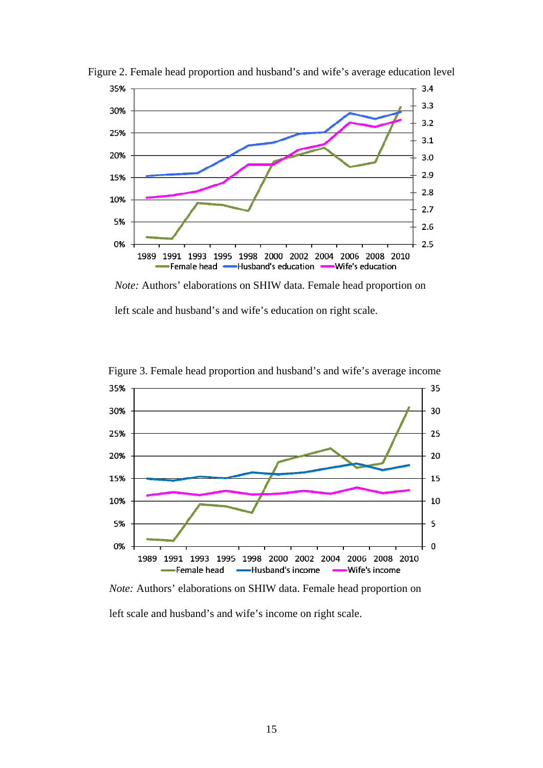Figure 2. Female head proportion and husband's and wife's average education level

*Note:* Authors' elaborations on SHIW data. Female head proportion on left scale and husband's and wife's education on right scale.

Figure 3. Female head proportion and husband's and wife's average income

*Note:* Authors' elaborations on SHIW data. Female head proportion on left scale and husband's and wife's income on right scale.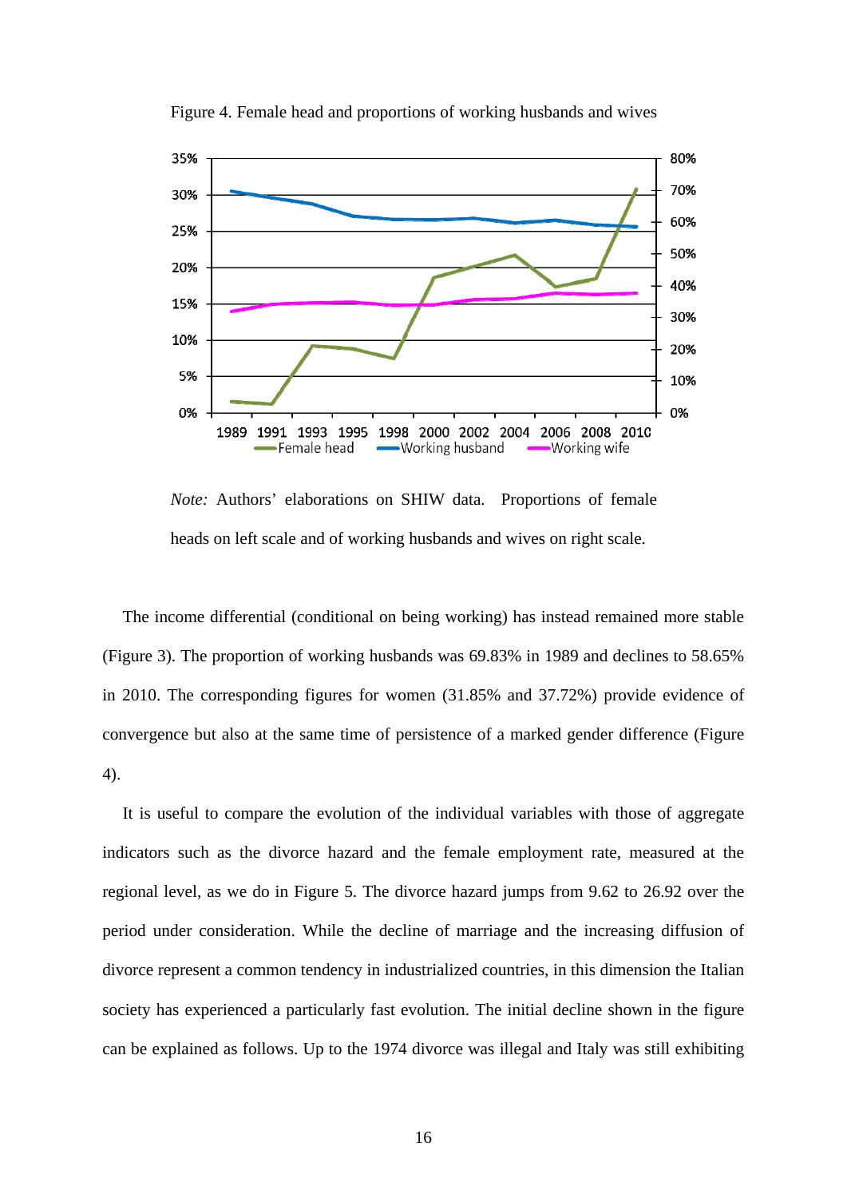Figure 4. Female head and proportions of working husbands and wives

*Note:* Authors' elaborations on SHIW data. Proportions of female heads on left scale and of working husbands and wives on right scale.

The income differential (conditional on being working) has instead remained more stable (Figure 3). The proportion of working husbands was 69.83% in 1989 and declines to 58.65% in 2010. The corresponding figures for women (31.85% and 37.72%) provide evidence of convergence but also at the same time of persistence of a marked gender difference (Figure 4).

It is useful to compare the evolution of the individual variables with those of aggregate indicators such as the divorce hazard and the female employment rate, measured at the regional level, as we do in Figure 5. The divorce hazard jumps from 9.62 to 26.92 over the period under consideration. While the decline of marriage and the increasing diffusion of divorce represent a common tendency in industrialized countries, in this dimension the Italian society has experienced a particularly fast evolution. The initial decline shown in the figure can be explained as follows. Up to the 1974 divorce was illegal and Italy was still exhibiting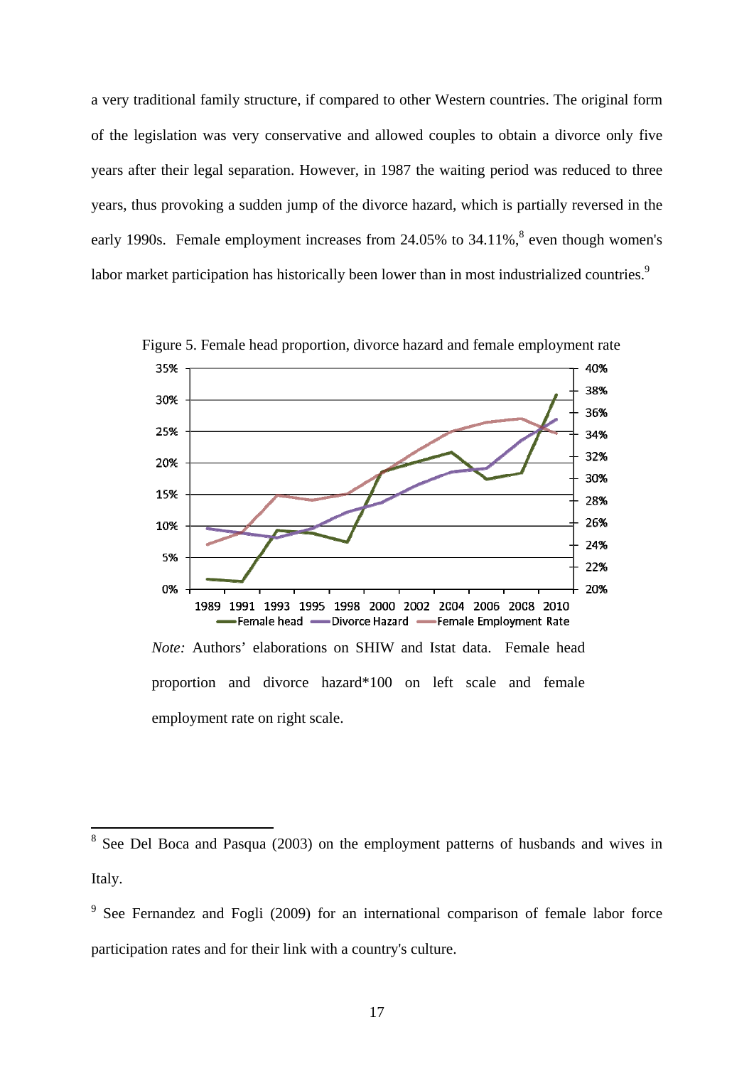a very traditional family structure, if compared to other Western countries. The original form of the legislation was very conservative and allowed couples to obtain a divorce only five years after their legal separation. However, in 1987 the waiting period was reduced to three years, thus provoking a sudden jump of the divorce hazard, which is partially reversed in the early 1990s. Female employment increases from 24.05% to 34.11%,[8] even though women's labor market participation has historically been lower than in most industrialized countries.[9]

Figure 5. Female head proportion, divorce hazard and female employment rate

*Note:* Authors' elaborations on SHIW and Istat data. Female head proportion and divorce hazard*100 on left scale and female employment rate on right scale.

[8] See Del Boca and Pasqua (2003) on the employment patterns of husbands and wives in Italy.

[9] See Fernandez and Fogli (2009) for an international comparison of female labor force participation rates and for their link with a country's culture.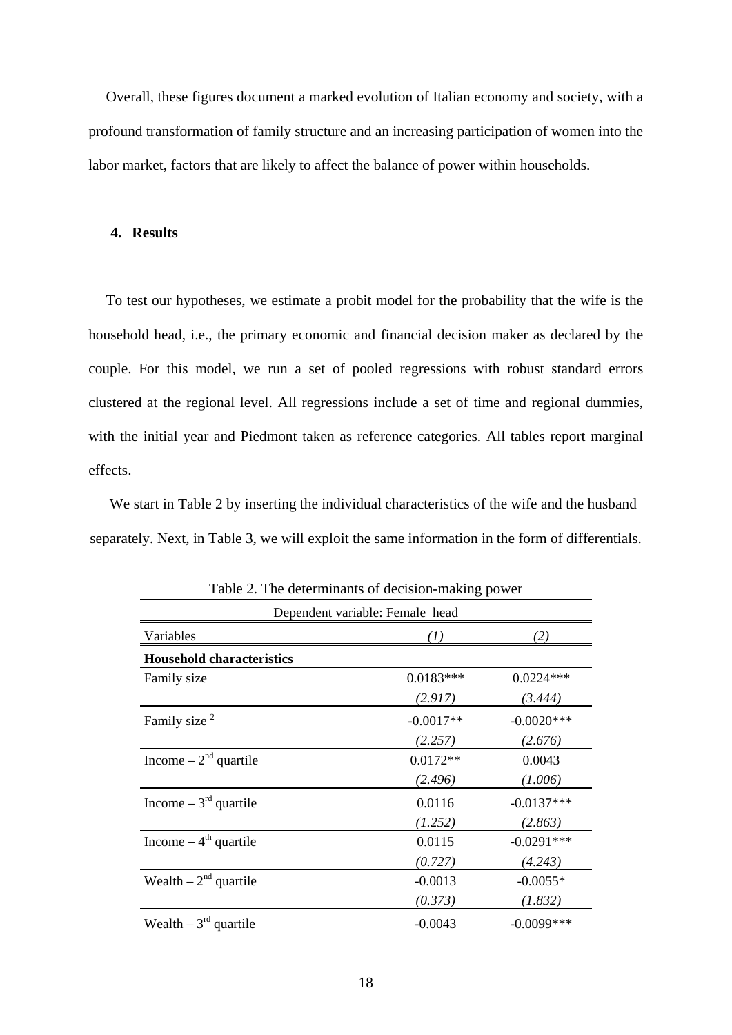Overall, these figures document a marked evolution of Italian economy and society, with a profound transformation of family structure and an increasing participation of women into the labor market, factors that are likely to affect the balance of power within households.

## 4. Results

To test our hypotheses, we estimate a probit model for the probability that the wife is the household head, i.e., the primary economic and financial decision maker as declared by the couple. For this model, we run a set of pooled regressions with robust standard errors clustered at the regional level. All regressions include a set of time and regional dummies, with the initial year and Piedmont taken as reference categories. All tables report marginal effects.

We start in Table 2 by inserting the individual characteristics of the wife and the husband separately. Next, in Table 3, we will exploit the same information in the form of differentials.

Table 2. The determinants of decision-making power

| Dependent variable: Female head | | |
|---|---|---|
| Variables | *(1)* | *(2)* |
| **Household characteristics** | | |
| Family size | 0.0183*** | 0.0224*** |
| | *(2.917)* | *(3.444)* |
| Family size $^2$ | -0.0017** | -0.0020*** |
| | *(2.257)* | *(2.676)* |
| Income – 2$^{nd}$ quartile | 0.0172** | 0.0043 |
| | *(2.496)* | *(1.006)* |
| Income – 3$^{rd}$ quartile | 0.0116 | -0.0137*** |
| | *(1.252)* | *(2.863)* |
| Income – 4$^{th}$ quartile | 0.0115 | -0.0291*** |
| | *(0.727)* | *(4.243)* |
| Wealth – 2$^{nd}$ quartile | -0.0013 | -0.0055* |
| | *(0.373)* | *(1.832)* |
| Wealth – 3$^{rd}$ quartile | -0.0043 | -0.0099*** |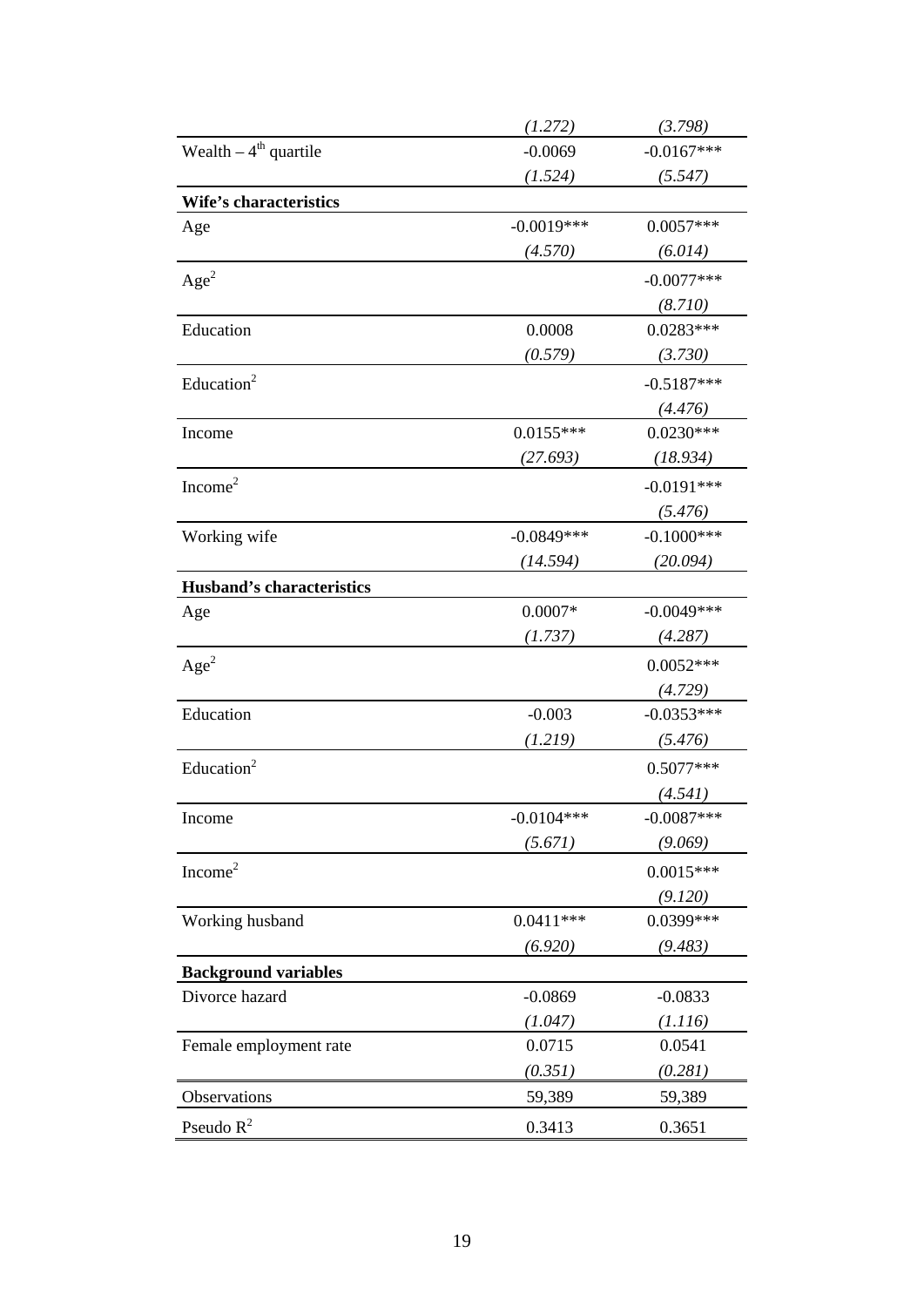| | | |
|---|---|---|
| | *(1.272)* | *(3.798)* |
| Wealth – $4^{th}$ quartile | -0.0069 | -0.0167*** |
| | *(1.524)* | *(5.547)* |
| **Wife's characteristics** | | |
| Age | -0.0019*** | 0.0057*** |
| | *(4.570)* | *(6.014)* |
| $Age^2$ | | -0.0077*** |
| | | *(8.710)* |
| Education | 0.0008 | 0.0283*** |
| | *(0.579)* | *(3.730)* |
| $Education^2$ | | -0.5187*** |
| | | *(4.476)* |
| Income | 0.0155*** | 0.0230*** |
| | *(27.693)* | *(18.934)* |
| $Income^2$ | | -0.0191*** |
| | | *(5.476)* |
| Working wife | -0.0849*** | -0.1000*** |
| | *(14.594)* | *(20.094)* |
| **Husband's characteristics** | | |
| Age | 0.0007* | -0.0049*** |
| | *(1.737)* | *(4.287)* |
| $Age^2$ | | 0.0052*** |
| | | *(4.729)* |
| Education | -0.003 | -0.0353*** |
| | *(1.219)* | *(5.476)* |
| $Education^2$ | | 0.5077*** |
| | | *(4.541)* |
| Income | -0.0104*** | -0.0087*** |
| | *(5.671)* | *(9.069)* |
| $Income^2$ | | 0.0015*** |
| | | *(9.120)* |
| Working husband | 0.0411*** | 0.0399*** |
| | *(6.920)* | *(9.483)* |
| **Background variables** | | |
| Divorce hazard | -0.0869 | -0.0833 |
| | *(1.047)* | *(1.116)* |
| Female employment rate | 0.0715 | 0.0541 |
| | *(0.351)* | *(0.281)* |
| Observations | 59,389 | 59,389 |
| Pseudo $R^2$ | 0.3413 | 0.3651 |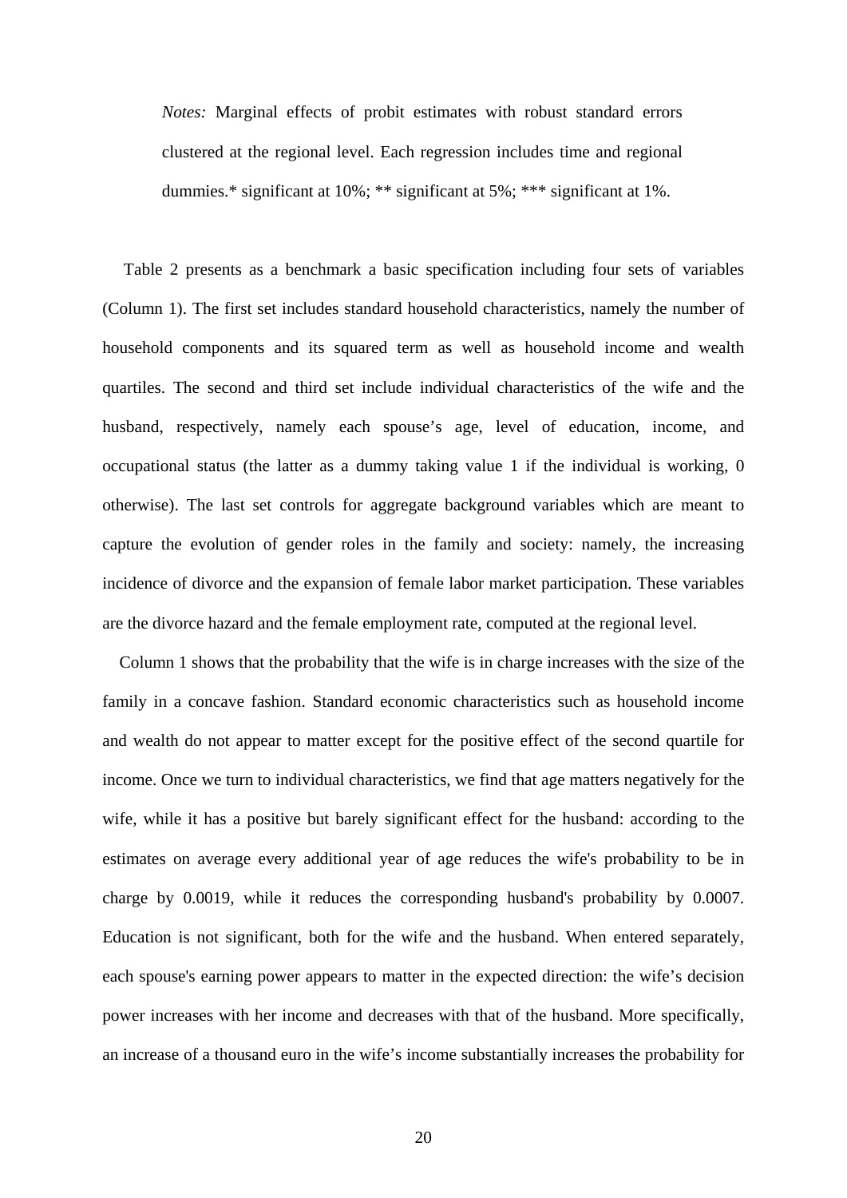*Notes:* Marginal effects of probit estimates with robust standard errors clustered at the regional level. Each regression includes time and regional dummies.* significant at 10%; ** significant at 5%; *** significant at 1%.

Table 2 presents as a benchmark a basic specification including four sets of variables (Column 1). The first set includes standard household characteristics, namely the number of household components and its squared term as well as household income and wealth quartiles. The second and third set include individual characteristics of the wife and the husband, respectively, namely each spouse's age, level of education, income, and occupational status (the latter as a dummy taking value 1 if the individual is working, 0 otherwise). The last set controls for aggregate background variables which are meant to capture the evolution of gender roles in the family and society: namely, the increasing incidence of divorce and the expansion of female labor market participation. These variables are the divorce hazard and the female employment rate, computed at the regional level.

Column 1 shows that the probability that the wife is in charge increases with the size of the family in a concave fashion. Standard economic characteristics such as household income and wealth do not appear to matter except for the positive effect of the second quartile for income. Once we turn to individual characteristics, we find that age matters negatively for the wife, while it has a positive but barely significant effect for the husband: according to the estimates on average every additional year of age reduces the wife's probability to be in charge by 0.0019, while it reduces the corresponding husband's probability by 0.0007. Education is not significant, both for the wife and the husband. When entered separately, each spouse's earning power appears to matter in the expected direction: the wife's decision power increases with her income and decreases with that of the husband. More specifically, an increase of a thousand euro in the wife's income substantially increases the probability for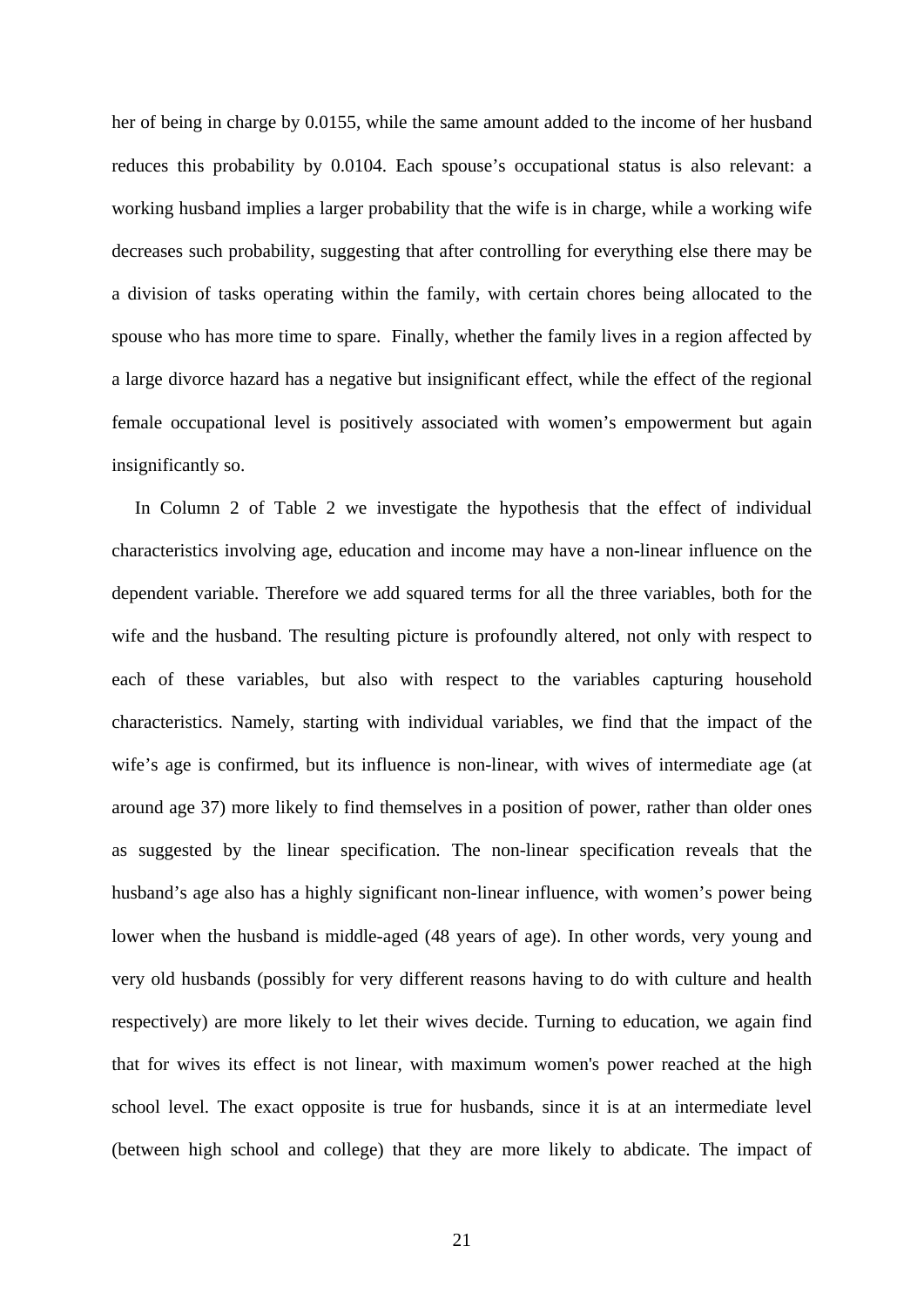her of being in charge by 0.0155, while the same amount added to the income of her husband reduces this probability by 0.0104. Each spouse's occupational status is also relevant: a working husband implies a larger probability that the wife is in charge, while a working wife decreases such probability, suggesting that after controlling for everything else there may be a division of tasks operating within the family, with certain chores being allocated to the spouse who has more time to spare. Finally, whether the family lives in a region affected by a large divorce hazard has a negative but insignificant effect, while the effect of the regional female occupational level is positively associated with women's empowerment but again insignificantly so.

In Column 2 of Table 2 we investigate the hypothesis that the effect of individual characteristics involving age, education and income may have a non-linear influence on the dependent variable. Therefore we add squared terms for all the three variables, both for the wife and the husband. The resulting picture is profoundly altered, not only with respect to each of these variables, but also with respect to the variables capturing household characteristics. Namely, starting with individual variables, we find that the impact of the wife's age is confirmed, but its influence is non-linear, with wives of intermediate age (at around age 37) more likely to find themselves in a position of power, rather than older ones as suggested by the linear specification. The non-linear specification reveals that the husband's age also has a highly significant non-linear influence, with women's power being lower when the husband is middle-aged (48 years of age). In other words, very young and very old husbands (possibly for very different reasons having to do with culture and health respectively) are more likely to let their wives decide. Turning to education, we again find that for wives its effect is not linear, with maximum women's power reached at the high school level. The exact opposite is true for husbands, since it is at an intermediate level (between high school and college) that they are more likely to abdicate. The impact of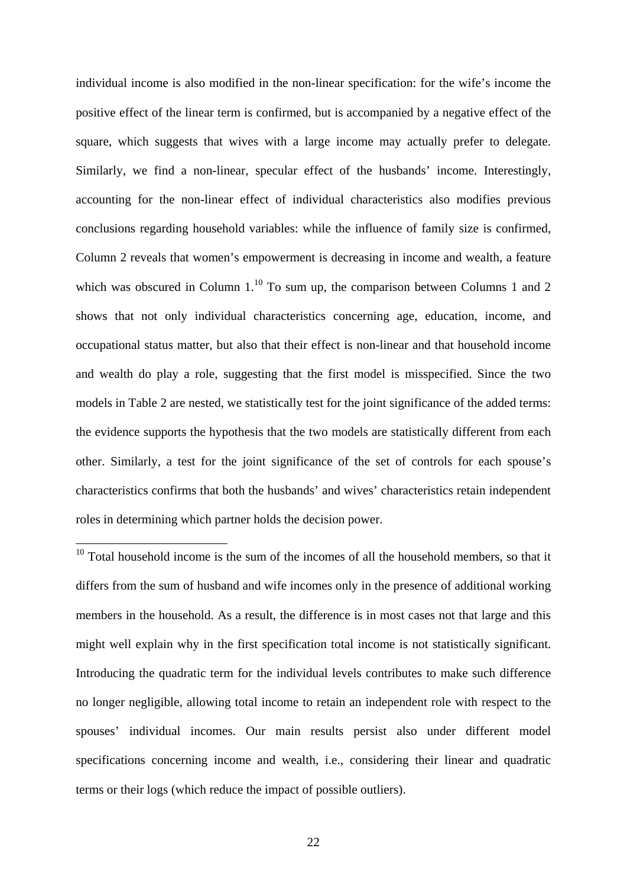individual income is also modified in the non-linear specification: for the wife's income the positive effect of the linear term is confirmed, but is accompanied by a negative effect of the square, which suggests that wives with a large income may actually prefer to delegate. Similarly, we find a non-linear, specular effect of the husbands' income. Interestingly, accounting for the non-linear effect of individual characteristics also modifies previous conclusions regarding household variables: while the influence of family size is confirmed, Column 2 reveals that women's empowerment is decreasing in income and wealth, a feature which was obscured in Column 1.[10] To sum up, the comparison between Columns 1 and 2 shows that not only individual characteristics concerning age, education, income, and occupational status matter, but also that their effect is non-linear and that household income and wealth do play a role, suggesting that the first model is misspecified. Since the two models in Table 2 are nested, we statistically test for the joint significance of the added terms: the evidence supports the hypothesis that the two models are statistically different from each other. Similarly, a test for the joint significance of the set of controls for each spouse's characteristics confirms that both the husbands' and wives' characteristics retain independent roles in determining which partner holds the decision power.

---

[10] Total household income is the sum of the incomes of all the household members, so that it differs from the sum of husband and wife incomes only in the presence of additional working members in the household. As a result, the difference is in most cases not that large and this might well explain why in the first specification total income is not statistically significant. Introducing the quadratic term for the individual levels contributes to make such difference no longer negligible, allowing total income to retain an independent role with respect to the spouses' individual incomes. Our main results persist also under different model specifications concerning income and wealth, i.e., considering their linear and quadratic terms or their logs (which reduce the impact of possible outliers).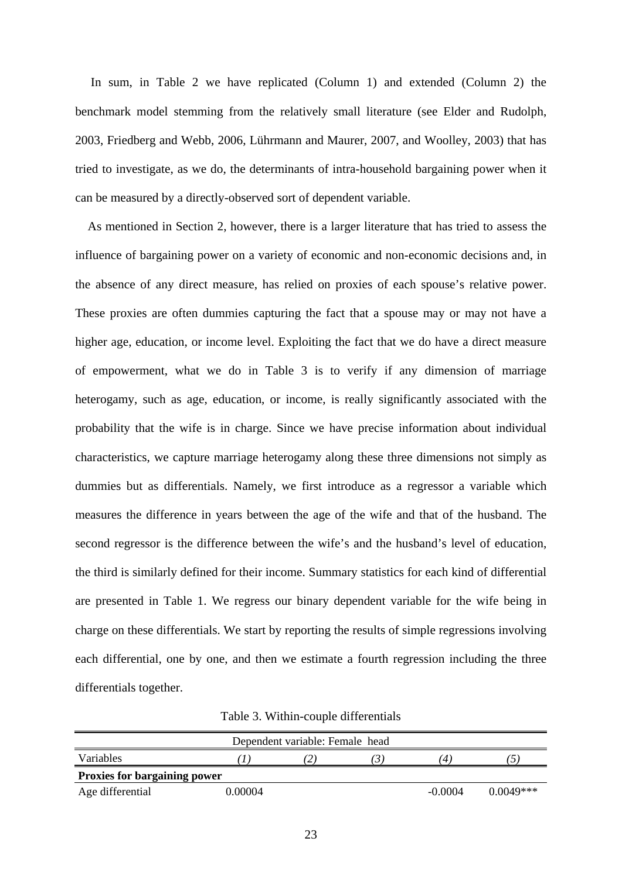In sum, in Table 2 we have replicated (Column 1) and extended (Column 2) the benchmark model stemming from the relatively small literature (see Elder and Rudolph, 2003, Friedberg and Webb, 2006, Lührmann and Maurer, 2007, and Woolley, 2003) that has tried to investigate, as we do, the determinants of intra-household bargaining power when it can be measured by a directly-observed sort of dependent variable.

As mentioned in Section 2, however, there is a larger literature that has tried to assess the influence of bargaining power on a variety of economic and non-economic decisions and, in the absence of any direct measure, has relied on proxies of each spouse's relative power. These proxies are often dummies capturing the fact that a spouse may or may not have a higher age, education, or income level. Exploiting the fact that we do have a direct measure of empowerment, what we do in Table 3 is to verify if any dimension of marriage heterogamy, such as age, education, or income, is really significantly associated with the probability that the wife is in charge. Since we have precise information about individual characteristics, we capture marriage heterogamy along these three dimensions not simply as dummies but as differentials. Namely, we first introduce as a regressor a variable which measures the difference in years between the age of the wife and that of the husband. The second regressor is the difference between the wife's and the husband's level of education, the third is similarly defined for their income. Summary statistics for each kind of differential are presented in Table 1. We regress our binary dependent variable for the wife being in charge on these differentials. We start by reporting the results of simple regressions involving each differential, one by one, and then we estimate a fourth regression including the three differentials together.

Table 3. Within-couple differentials

| Dependent variable: Female head | | | | | |
|---|---|---|---|---|---|
| Variables | *(1)* | *(2)* | *(3)* | *(4)* | *(5)* |
| **Proxies for bargaining power** | | | | | |
| Age differential | 0.00004 | | | -0.0004 | 0.0049*** |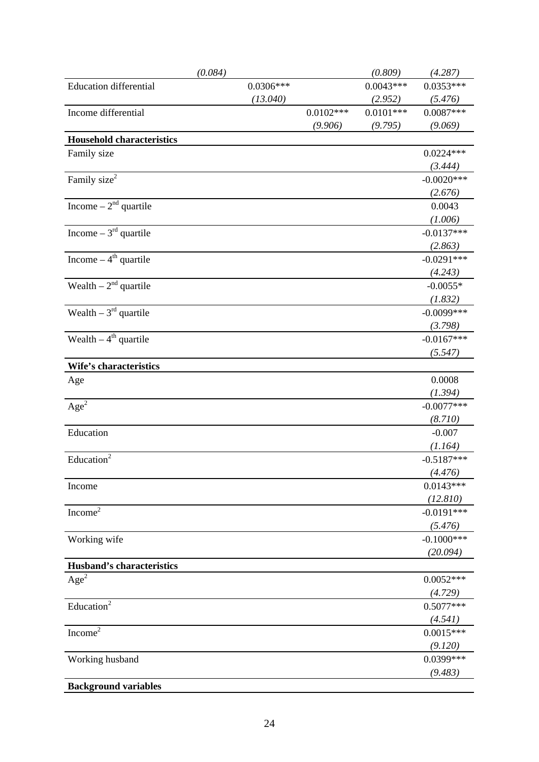| | (1) | (2) | (3) | (4) | (5) |
|---|---|---|---|---|---|
| | *(0.084)* | | | *(0.809)* | *(4.287)* |
| Education differential | | 0.0306*** | | 0.0043*** | 0.0353*** |
| | | *(13.040)* | | *(2.952)* | *(5.476)* |
| Income differential | | | 0.0102*** | 0.0101*** | 0.0087*** |
| | | | *(9.906)* | *(9.795)* | *(9.069)* |
| **Household characteristics** | | | | | |
| Family size | | | | | 0.0224*** |
| | | | | | *(3.444)* |
| Family size$^2$ | | | | | -0.0020*** |
| | | | | | *(2.676)* |
| Income – 2$^{nd}$ quartile | | | | | 0.0043 |
| | | | | | *(1.006)* |
| Income – 3$^{rd}$ quartile | | | | | -0.0137*** |
| | | | | | *(2.863)* |
| Income – 4$^{th}$ quartile | | | | | -0.0291*** |
| | | | | | *(4.243)* |
| Wealth – 2$^{nd}$ quartile | | | | | -0.0055* |
| | | | | | *(1.832)* |
| Wealth – 3$^{rd}$ quartile | | | | | -0.0099*** |
| | | | | | *(3.798)* |
| Wealth – 4$^{th}$ quartile | | | | | -0.0167*** |
| | | | | | *(5.547)* |
| **Wife's characteristics** | | | | | |
| Age | | | | | 0.0008 |
| | | | | | *(1.394)* |
| Age$^2$ | | | | | -0.0077*** |
| | | | | | *(8.710)* |
| Education | | | | | -0.007 |
| | | | | | *(1.164)* |
| Education$^2$ | | | | | -0.5187*** |
| | | | | | *(4.476)* |
| Income | | | | | 0.0143*** |
| | | | | | *(12.810)* |
| Income$^2$ | | | | | -0.0191*** |
| | | | | | *(5.476)* |
| Working wife | | | | | -0.1000*** |
| | | | | | *(20.094)* |
| **Husband's characteristics** | | | | | |
| Age$^2$ | | | | | 0.0052*** |
| | | | | | *(4.729)* |
| Education$^2$ | | | | | 0.5077*** |
| | | | | | *(4.541)* |
| Income$^2$ | | | | | 0.0015*** |
| | | | | | *(9.120)* |
| Working husband | | | | | 0.0399*** |
| | | | | | *(9.483)* |
| **Background variables** | | | | | |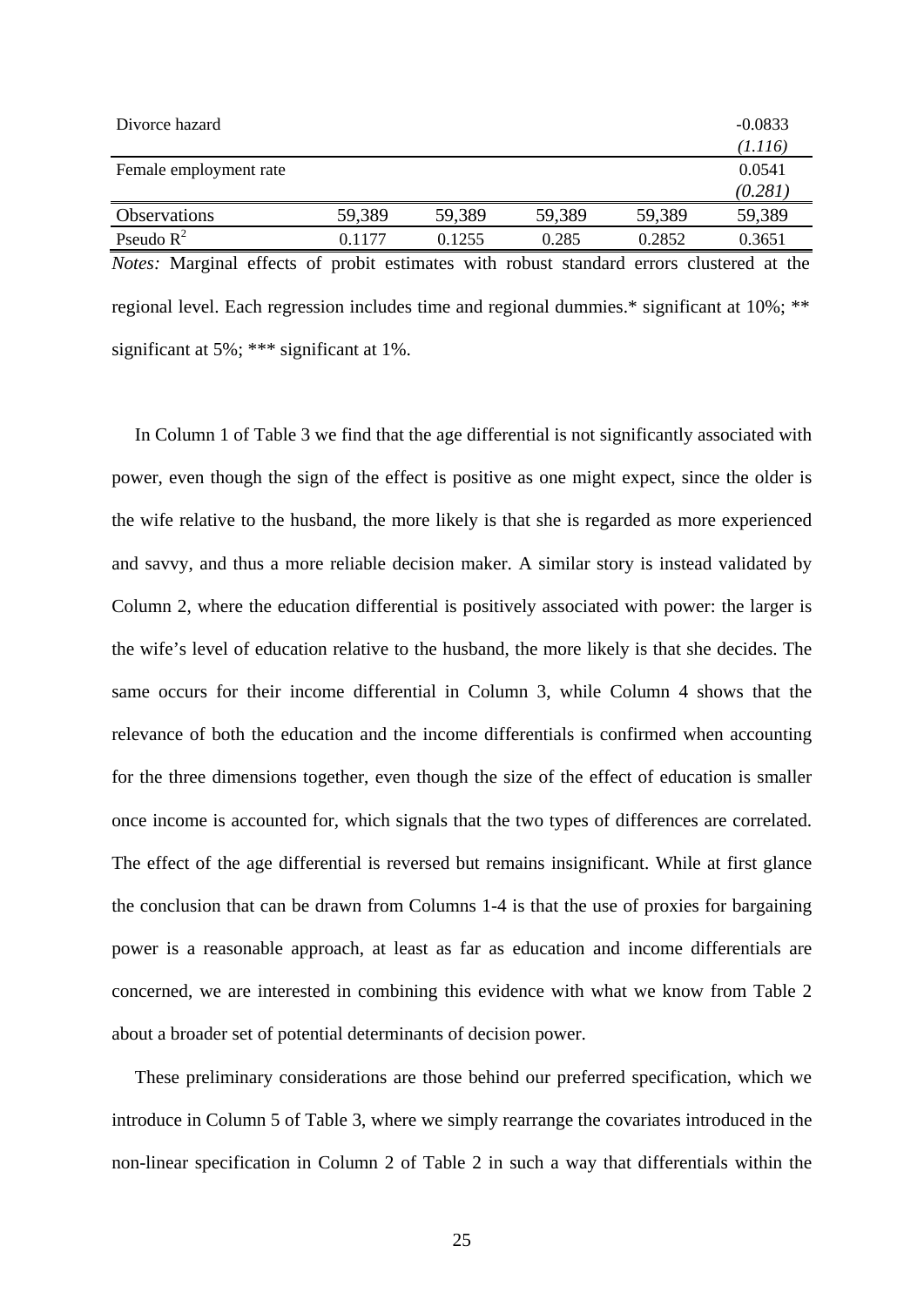| | | | | | |
|---|---|---|---|---|---|
| Divorce hazard | | | | | -0.0833 |
| | | | | | *(1.116)* |
| Female employment rate | | | | | 0.0541 |
| | | | | | *(0.281)* |
| Observations | 59,389 | 59,389 | 59,389 | 59,389 | 59,389 |
| Pseudo $R^2$ | 0.1177 | 0.1255 | 0.285 | 0.2852 | 0.3651 |

*Notes:* Marginal effects of probit estimates with robust standard errors clustered at the regional level. Each regression includes time and regional dummies.* significant at 10%; ** significant at 5%; *** significant at 1%.

In Column 1 of Table 3 we find that the age differential is not significantly associated with power, even though the sign of the effect is positive as one might expect, since the older is the wife relative to the husband, the more likely is that she is regarded as more experienced and savvy, and thus a more reliable decision maker. A similar story is instead validated by Column 2, where the education differential is positively associated with power: the larger is the wife's level of education relative to the husband, the more likely is that she decides. The same occurs for their income differential in Column 3, while Column 4 shows that the relevance of both the education and the income differentials is confirmed when accounting for the three dimensions together, even though the size of the effect of education is smaller once income is accounted for, which signals that the two types of differences are correlated. The effect of the age differential is reversed but remains insignificant. While at first glance the conclusion that can be drawn from Columns 1-4 is that the use of proxies for bargaining power is a reasonable approach, at least as far as education and income differentials are concerned, we are interested in combining this evidence with what we know from Table 2 about a broader set of potential determinants of decision power.

These preliminary considerations are those behind our preferred specification, which we introduce in Column 5 of Table 3, where we simply rearrange the covariates introduced in the non-linear specification in Column 2 of Table 2 in such a way that differentials within the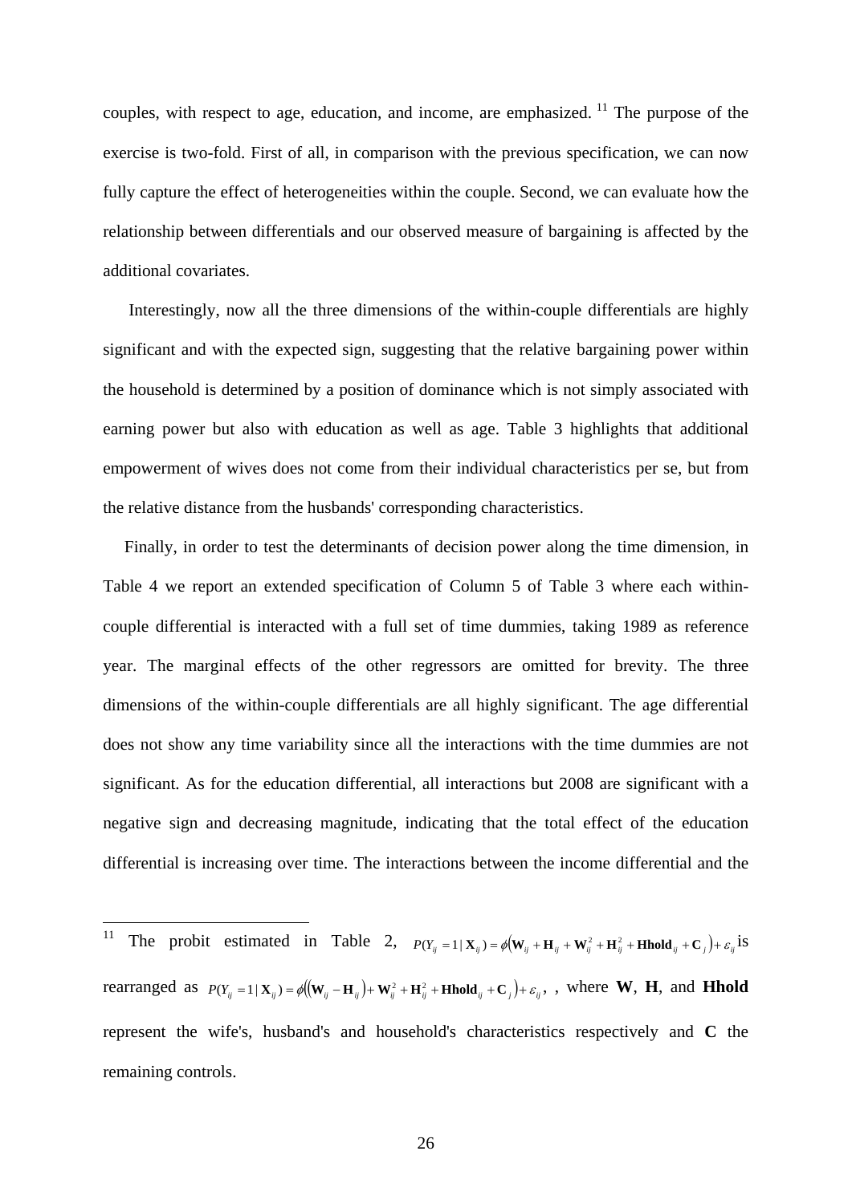couples, with respect to age, education, and income, are emphasized.[11] The purpose of the exercise is two-fold. First of all, in comparison with the previous specification, we can now fully capture the effect of heterogeneities within the couple. Second, we can evaluate how the relationship between differentials and our observed measure of bargaining is affected by the additional covariates.

Interestingly, now all the three dimensions of the within-couple differentials are highly significant and with the expected sign, suggesting that the relative bargaining power within the household is determined by a position of dominance which is not simply associated with earning power but also with education as well as age. Table 3 highlights that additional empowerment of wives does not come from their individual characteristics per se, but from the relative distance from the husbands' corresponding characteristics.

Finally, in order to test the determinants of decision power along the time dimension, in Table 4 we report an extended specification of Column 5 of Table 3 where each within-couple differential is interacted with a full set of time dummies, taking 1989 as reference year. The marginal effects of the other regressors are omitted for brevity. The three dimensions of the within-couple differentials are all highly significant. The age differential does not show any time variability since all the interactions with the time dummies are not significant. As for the education differential, all interactions but 2008 are significant with a negative sign and decreasing magnitude, indicating that the total effect of the education differential is increasing over time. The interactions between the income differential and the

---

[11] The probit estimated in Table 2, $P(Y_{ij} = 1 \mid \mathbf{X}_{ij}) = \phi\left(\mathbf{W}_{ij} + \mathbf{H}_{ij} + \mathbf{W}_{ij}^2 + \mathbf{H}_{ij}^2 + \mathbf{Hhold}_{ij} + \mathbf{C}_j\right) + \varepsilon_{ij}$ is rearranged as $P(Y_{ij} = 1 \mid \mathbf{X}_{ij}) = \phi\left(\left(\mathbf{W}_{ij} - \mathbf{H}_{ij}\right) + \mathbf{W}_{ij}^2 + \mathbf{H}_{ij}^2 + \mathbf{Hhold}_{ij} + \mathbf{C}_j\right) + \varepsilon_{ij}$, , where **W**, **H**, and **Hhold** represent the wife's, husband's and household's characteristics respectively and **C** the remaining controls.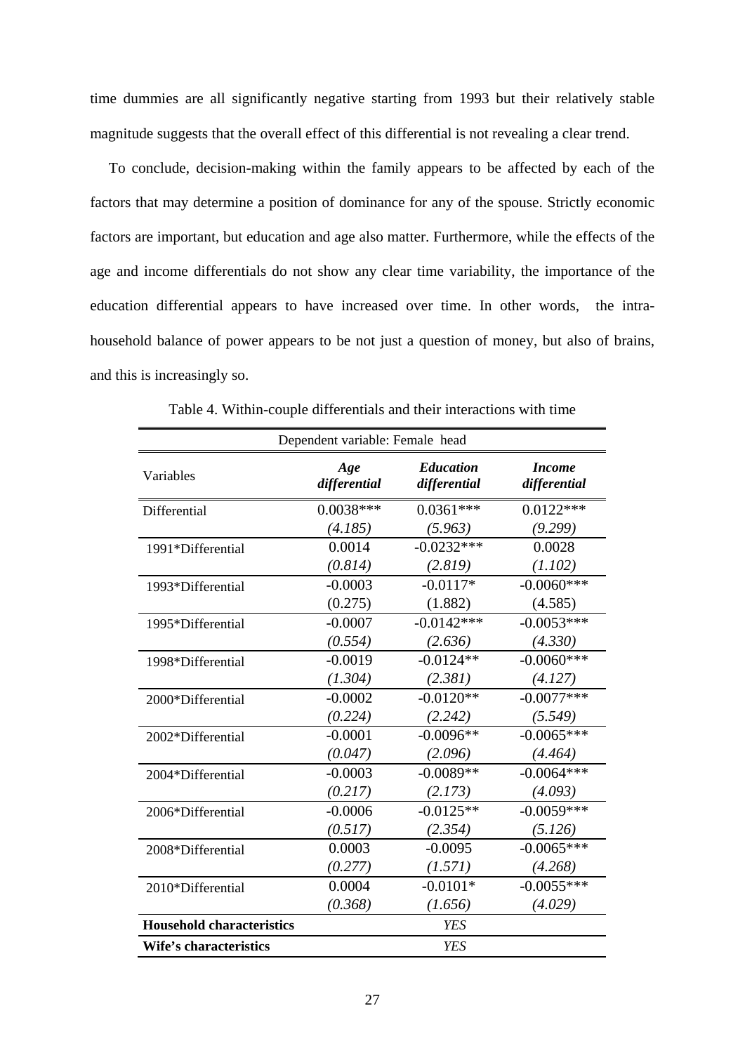time dummies are all significantly negative starting from 1993 but their relatively stable magnitude suggests that the overall effect of this differential is not revealing a clear trend.

To conclude, decision-making within the family appears to be affected by each of the factors that may determine a position of dominance for any of the spouse. Strictly economic factors are important, but education and age also matter. Furthermore, while the effects of the age and income differentials do not show any clear time variability, the importance of the education differential appears to have increased over time. In other words, the intra-household balance of power appears to be not just a question of money, but also of brains, and this is increasingly so.

Table 4. Within-couple differentials and their interactions with time

| Dependent variable: Female head | | | |
|---|---|---|---|
| Variables | *Age differential* | *Education differential* | *Income differential* |
| Differential | 0.0038*** | 0.0361*** | 0.0122*** |
| | *(4.185)* | *(5.963)* | *(9.299)* |
| 1991*Differential | 0.0014 | -0.0232*** | 0.0028 |
| | *(0.814)* | *(2.819)* | *(1.102)* |
| 1993*Differential | -0.0003 | -0.0117* | -0.0060*** |
| | (0.275) | (1.882) | (4.585) |
| 1995*Differential | -0.0007 | -0.0142*** | -0.0053*** |
| | *(0.554)* | *(2.636)* | *(4.330)* |
| 1998*Differential | -0.0019 | -0.0124** | -0.0060*** |
| | *(1.304)* | *(2.381)* | *(4.127)* |
| 2000*Differential | -0.0002 | -0.0120** | -0.0077*** |
| | *(0.224)* | *(2.242)* | *(5.549)* |
| 2002*Differential | -0.0001 | -0.0096** | -0.0065*** |
| | *(0.047)* | *(2.096)* | *(4.464)* |
| 2004*Differential | -0.0003 | -0.0089** | -0.0064*** |
| | *(0.217)* | *(2.173)* | *(4.093)* |
| 2006*Differential | -0.0006 | -0.0125** | -0.0059*** |
| | *(0.517)* | *(2.354)* | *(5.126)* |
| 2008*Differential | 0.0003 | -0.0095 | -0.0065*** |
| | *(0.277)* | *(1.571)* | *(4.268)* |
| 2010*Differential | 0.0004 | -0.0101* | -0.0055*** |
| | *(0.368)* | *(1.656)* | *(4.029)* |
| **Household characteristics** | | *YES* | |
| **Wife's characteristics** | | *YES* | |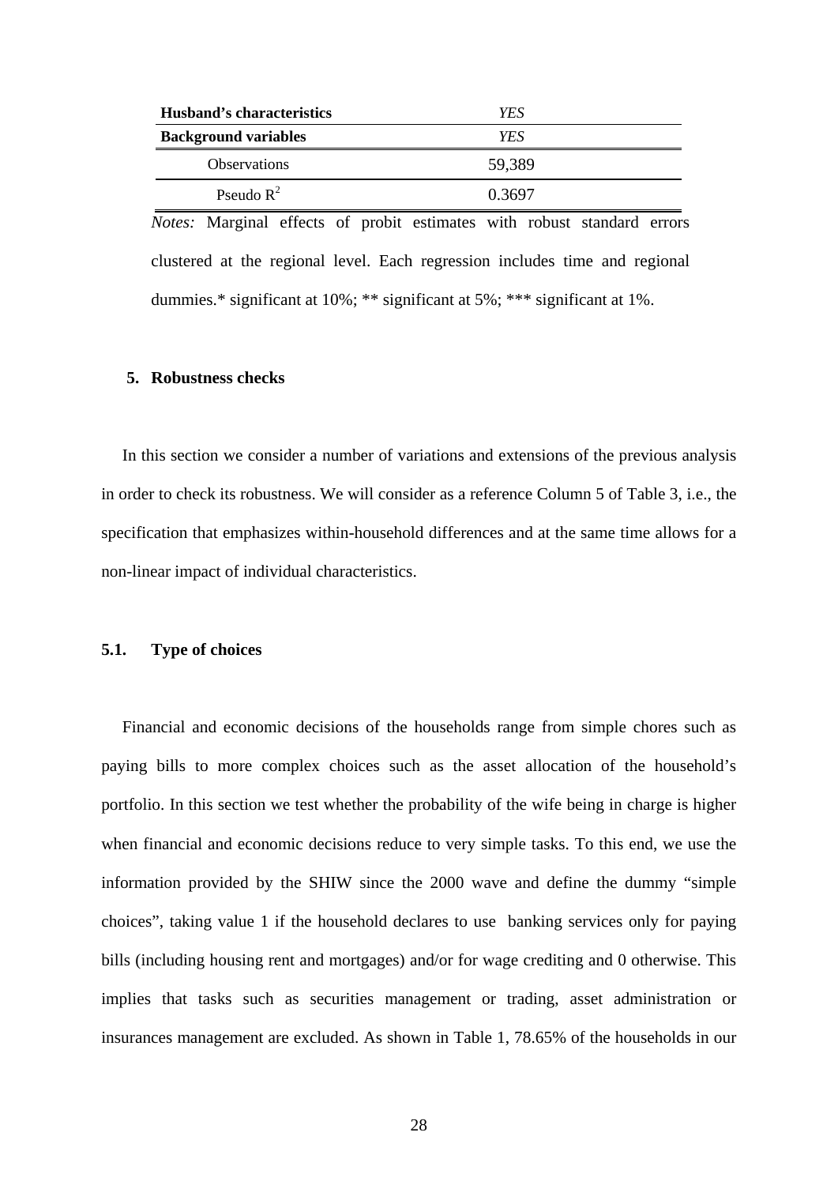| | |
|---|---|
| **Husband's characteristics** | *YES* |
| **Background variables** | *YES* |
| Observations | 59,389 |
| Pseudo $R^2$ | 0.3697 |

*Notes:* Marginal effects of probit estimates with robust standard errors clustered at the regional level. Each regression includes time and regional dummies.* significant at 10%; ** significant at 5%; *** significant at 1%.

## 5. Robustness checks

In this section we consider a number of variations and extensions of the previous analysis in order to check its robustness. We will consider as a reference Column 5 of Table 3, i.e., the specification that emphasizes within-household differences and at the same time allows for a non-linear impact of individual characteristics.

### 5.1. Type of choices

Financial and economic decisions of the households range from simple chores such as paying bills to more complex choices such as the asset allocation of the household's portfolio. In this section we test whether the probability of the wife being in charge is higher when financial and economic decisions reduce to very simple tasks. To this end, we use the information provided by the SHIW since the 2000 wave and define the dummy "simple choices", taking value 1 if the household declares to use banking services only for paying bills (including housing rent and mortgages) and/or for wage crediting and 0 otherwise. This implies that tasks such as securities management or trading, asset administration or insurances management are excluded. As shown in Table 1, 78.65% of the households in our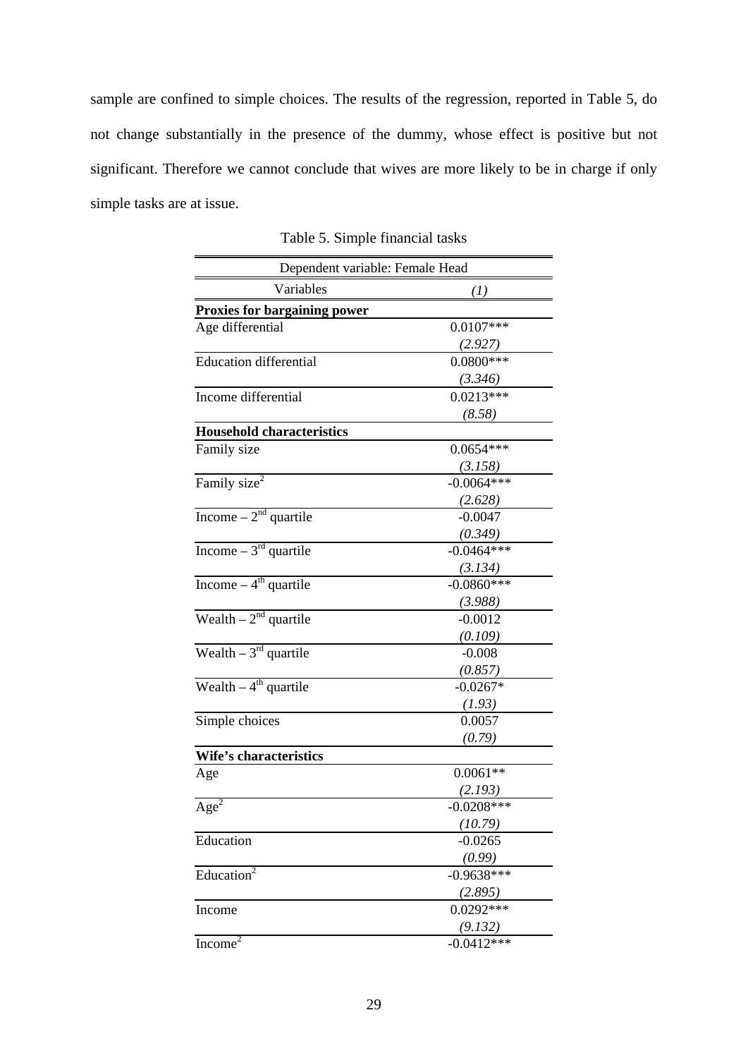sample are confined to simple choices. The results of the regression, reported in Table 5, do not change substantially in the presence of the dummy, whose effect is positive but not significant. Therefore we cannot conclude that wives are more likely to be in charge if only simple tasks are at issue.

Table 5. Simple financial tasks

| Dependent variable: Female Head | |
|---|---|
| Variables | *(1)* |
| **Proxies for bargaining power** | |
| Age differential | 0.0107*** |
| | *(2.927)* |
| Education differential | 0.0800*** |
| | *(3.346)* |
| Income differential | 0.0213*** |
| | *(8.58)* |
| **Household characteristics** | |
| Family size | 0.0654*** |
| | *(3.158)* |
| Family size$^2$ | -0.0064*** |
| | *(2.628)* |
| Income – 2$^{nd}$ quartile | -0.0047 |
| | *(0.349)* |
| Income – 3$^{rd}$ quartile | -0.0464*** |
| | *(3.134)* |
| Income – 4$^{th}$ quartile | -0.0860*** |
| | *(3.988)* |
| Wealth – 2$^{nd}$ quartile | -0.0012 |
| | *(0.109)* |
| Wealth – 3$^{rd}$ quartile | -0.008 |
| | *(0.857)* |
| Wealth – 4$^{th}$ quartile | -0.0267* |
| | *(1.93)* |
| Simple choices | 0.0057 |
| | *(0.79)* |
| **Wife's characteristics** | |
| Age | 0.0061** |
| | *(2.193)* |
| Age$^2$ | -0.0208*** |
| | *(10.79)* |
| Education | -0.0265 |
| | *(0.99)* |
| Education$^2$ | -0.9638*** |
| | *(2.895)* |
| Income | 0.0292*** |
| | *(9.132)* |
| Income$^2$ | -0.0412*** |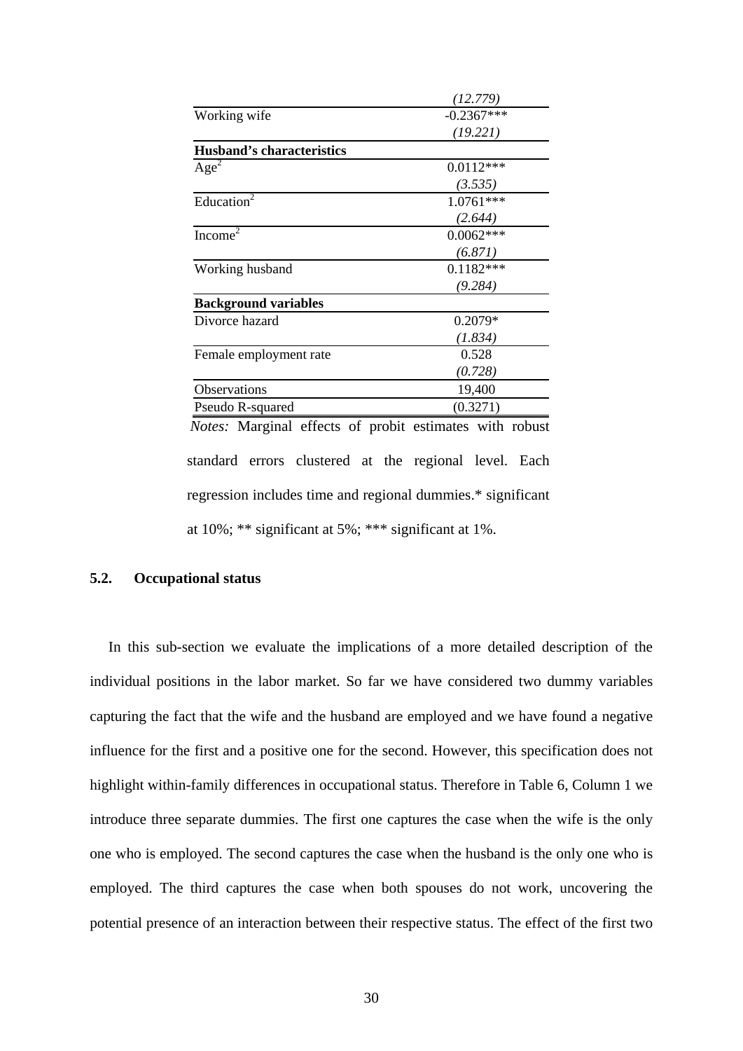| | |
|---|---|
| | *(12.779)* |
| Working wife | -0.2367*** |
| | *(19.221)* |
| **Husband's characteristics** | |
| $Age^2$ | 0.0112*** |
| | *(3.535)* |
| $Education^2$ | 1.0761*** |
| | *(2.644)* |
| $Income^2$ | 0.0062*** |
| | *(6.871)* |
| Working husband | 0.1182*** |
| | *(9.284)* |
| **Background variables** | |
| Divorce hazard | 0.2079* |
| | *(1.834)* |
| Female employment rate | 0.528 |
| | *(0.728)* |
| Observations | 19,400 |
| Pseudo R-squared | (0.3271) |

*Notes:* Marginal effects of probit estimates with robust standard errors clustered at the regional level. Each regression includes time and regional dummies.* significant at 10%; ** significant at 5%; *** significant at 1%.

### 5.2. Occupational status

In this sub-section we evaluate the implications of a more detailed description of the individual positions in the labor market. So far we have considered two dummy variables capturing the fact that the wife and the husband are employed and we have found a negative influence for the first and a positive one for the second. However, this specification does not highlight within-family differences in occupational status. Therefore in Table 6, Column 1 we introduce three separate dummies. The first one captures the case when the wife is the only one who is employed. The second captures the case when the husband is the only one who is employed. The third captures the case when both spouses do not work, uncovering the potential presence of an interaction between their respective status. The effect of the first two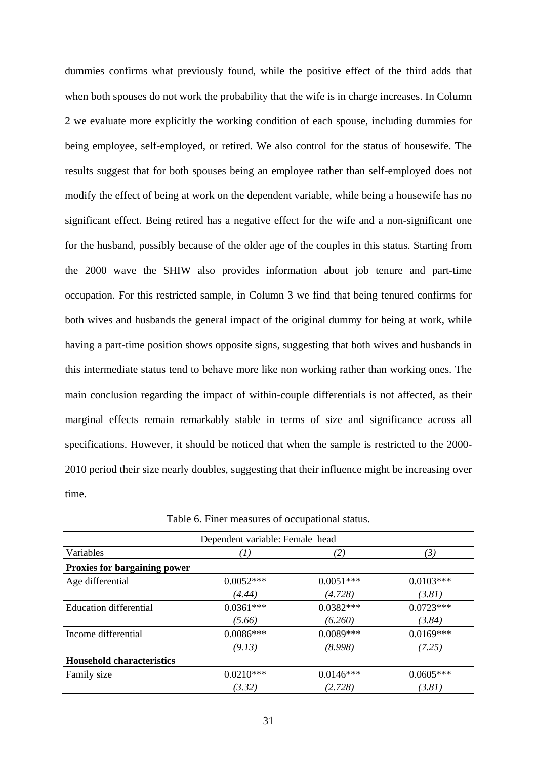dummies confirms what previously found, while the positive effect of the third adds that when both spouses do not work the probability that the wife is in charge increases. In Column 2 we evaluate more explicitly the working condition of each spouse, including dummies for being employee, self-employed, or retired. We also control for the status of housewife. The results suggest that for both spouses being an employee rather than self-employed does not modify the effect of being at work on the dependent variable, while being a housewife has no significant effect. Being retired has a negative effect for the wife and a non-significant one for the husband, possibly because of the older age of the couples in this status. Starting from the 2000 wave the SHIW also provides information about job tenure and part-time occupation. For this restricted sample, in Column 3 we find that being tenured confirms for both wives and husbands the general impact of the original dummy for being at work, while having a part-time position shows opposite signs, suggesting that both wives and husbands in this intermediate status tend to behave more like non working rather than working ones. The main conclusion regarding the impact of within-couple differentials is not affected, as their marginal effects remain remarkably stable in terms of size and significance across all specifications. However, it should be noticed that when the sample is restricted to the 2000-2010 period their size nearly doubles, suggesting that their influence might be increasing over time.

Table 6. Finer measures of occupational status.

| Dependent variable: Female head | | | |
|---|---|---|---|
| Variables | *(1)* | *(2)* | *(3)* |
| **Proxies for bargaining power** | | | |
| Age differential | 0.0052*** | 0.0051*** | 0.0103*** |
| | *(4.44)* | *(4.728)* | *(3.81)* |
| Education differential | 0.0361*** | 0.0382*** | 0.0723*** |
| | *(5.66)* | *(6.260)* | *(3.84)* |
| Income differential | 0.0086*** | 0.0089*** | 0.0169*** |
| | *(9.13)* | *(8.998)* | *(7.25)* |
| **Household characteristics** | | | |
| Family size | 0.0210*** | 0.0146*** | 0.0605*** |
| | *(3.32)* | *(2.728)* | *(3.81)* |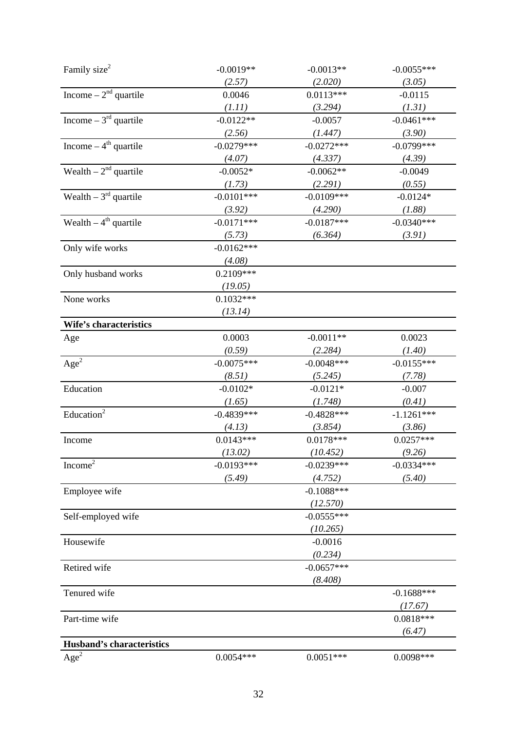| | | | |
|---|---|---|---|
| Family size$^2$ | -0.0019** | -0.0013** | -0.0055*** |
| | *(2.57)* | *(2.020)* | *(3.05)* |
| Income – 2$^{nd}$ quartile | 0.0046 | 0.0113*** | -0.0115 |
| | *(1.11)* | *(3.294)* | *(1.31)* |
| Income – 3$^{rd}$ quartile | -0.0122** | -0.0057 | -0.0461*** |
| | *(2.56)* | *(1.447)* | *(3.90)* |
| Income – 4$^{th}$ quartile | -0.0279*** | -0.0272*** | -0.0799*** |
| | *(4.07)* | *(4.337)* | *(4.39)* |
| Wealth – 2$^{nd}$ quartile | -0.0052* | -0.0062** | -0.0049 |
| | *(1.73)* | *(2.291)* | *(0.55)* |
| Wealth – 3$^{rd}$ quartile | -0.0101*** | -0.0109*** | -0.0124* |
| | *(3.92)* | *(4.290)* | *(1.88)* |
| Wealth – 4$^{th}$ quartile | -0.0171*** | -0.0187*** | -0.0340*** |
| | *(5.73)* | *(6.364)* | *(3.91)* |
| Only wife works | -0.0162*** | | |
| | *(4.08)* | | |
| Only husband works | 0.2109*** | | |
| | *(19.05)* | | |
| None works | 0.1032*** | | |
| | *(13.14)* | | |
| **Wife's characteristics** | | | |
| Age | 0.0003 | -0.0011** | 0.0023 |
| | *(0.59)* | *(2.284)* | *(1.40)* |
| Age$^2$ | -0.0075*** | -0.0048*** | -0.0155*** |
| | *(8.51)* | *(5.245)* | *(7.78)* |
| Education | -0.0102* | -0.0121* | -0.007 |
| | *(1.65)* | *(1.748)* | *(0.41)* |
| Education$^2$ | -0.4839*** | -0.4828*** | -1.1261*** |
| | *(4.13)* | *(3.854)* | *(3.86)* |
| Income | 0.0143*** | 0.0178*** | 0.0257*** |
| | *(13.02)* | *(10.452)* | *(9.26)* |
| Income$^2$ | -0.0193*** | -0.0239*** | -0.0334*** |
| | *(5.49)* | *(4.752)* | *(5.40)* |
| Employee wife | | -0.1088*** | |
| | | *(12.570)* | |
| Self-employed wife | | -0.0555*** | |
| | | *(10.265)* | |
| Housewife | | -0.0016 | |
| | | *(0.234)* | |
| Retired wife | | -0.0657*** | |
| | | *(8.408)* | |
| Tenured wife | | | -0.1688*** |
| | | | *(17.67)* |
| Part-time wife | | | 0.0818*** |
| | | | *(6.47)* |
| **Husband's characteristics** | | | |
| Age$^2$ | 0.0054*** | 0.0051*** | 0.0098*** |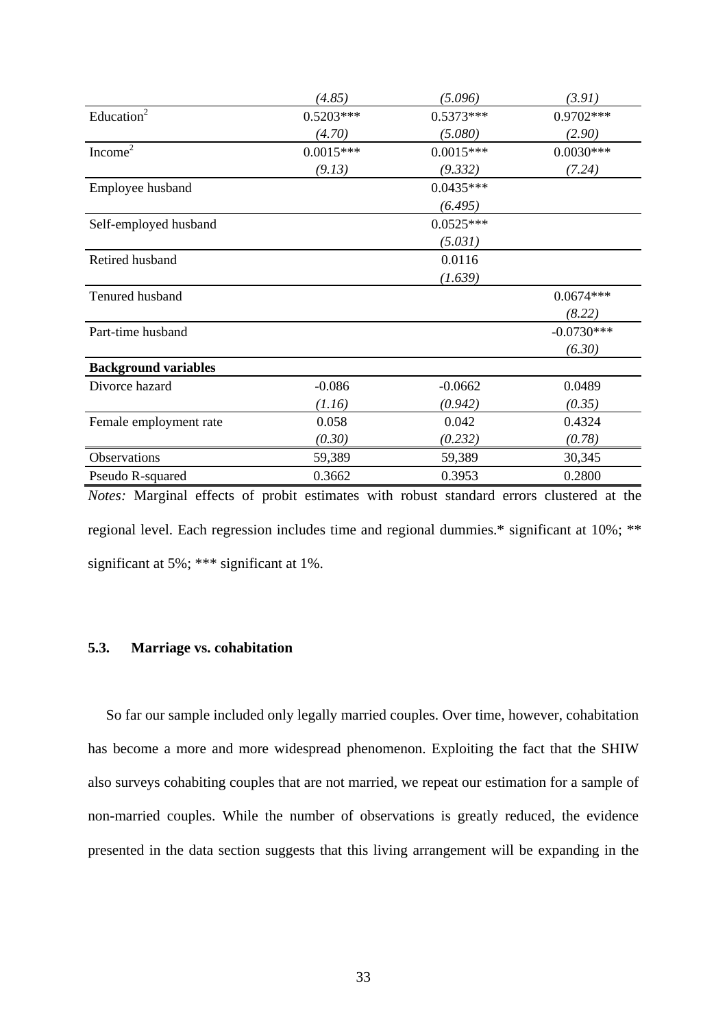| | | | |
|---|---|---|---|
| | *(4.85)* | *(5.096)* | *(3.91)* |
| Education$^2$ | 0.5203*** | 0.5373*** | 0.9702*** |
| | *(4.70)* | *(5.080)* | *(2.90)* |
| Income$^2$ | 0.0015*** | 0.0015*** | 0.0030*** |
| | *(9.13)* | *(9.332)* | *(7.24)* |
| Employee husband | | 0.0435*** | |
| | | *(6.495)* | |
| Self-employed husband | | 0.0525*** | |
| | | *(5.031)* | |
| Retired husband | | 0.0116 | |
| | | *(1.639)* | |
| Tenured husband | | | 0.0674*** |
| | | | *(8.22)* |
| Part-time husband | | | -0.0730*** |
| | | | *(6.30)* |
| **Background variables** | | | |
| Divorce hazard | -0.086 | -0.0662 | 0.0489 |
| | *(1.16)* | *(0.942)* | *(0.35)* |
| Female employment rate | 0.058 | 0.042 | 0.4324 |
| | *(0.30)* | *(0.232)* | *(0.78)* |
| Observations | 59,389 | 59,389 | 30,345 |
| Pseudo R-squared | 0.3662 | 0.3953 | 0.2800 |

*Notes:* Marginal effects of probit estimates with robust standard errors clustered at the regional level. Each regression includes time and regional dummies.* significant at 10%; ** significant at 5%; *** significant at 1%.

### 5.3. Marriage vs. cohabitation

So far our sample included only legally married couples. Over time, however, cohabitation has become a more and more widespread phenomenon. Exploiting the fact that the SHIW also surveys cohabiting couples that are not married, we repeat our estimation for a sample of non-married couples. While the number of observations is greatly reduced, the evidence presented in the data section suggests that this living arrangement will be expanding in the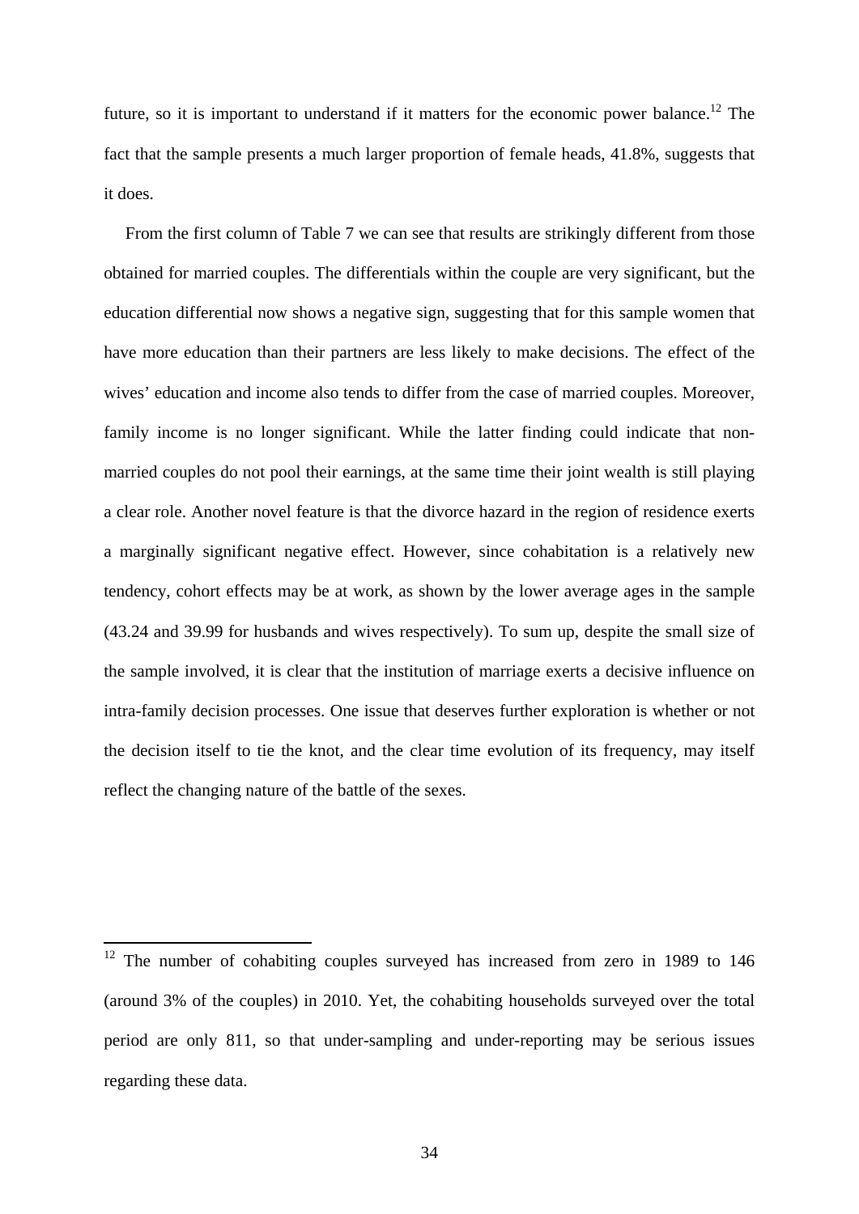future, so it is important to understand if it matters for the economic power balance.[12] The fact that the sample presents a much larger proportion of female heads, 41.8%, suggests that it does.

From the first column of Table 7 we can see that results are strikingly different from those obtained for married couples. The differentials within the couple are very significant, but the education differential now shows a negative sign, suggesting that for this sample women that have more education than their partners are less likely to make decisions. The effect of the wives' education and income also tends to differ from the case of married couples. Moreover, family income is no longer significant. While the latter finding could indicate that non-married couples do not pool their earnings, at the same time their joint wealth is still playing a clear role. Another novel feature is that the divorce hazard in the region of residence exerts a marginally significant negative effect. However, since cohabitation is a relatively new tendency, cohort effects may be at work, as shown by the lower average ages in the sample (43.24 and 39.99 for husbands and wives respectively). To sum up, despite the small size of the sample involved, it is clear that the institution of marriage exerts a decisive influence on intra-family decision processes. One issue that deserves further exploration is whether or not the decision itself to tie the knot, and the clear time evolution of its frequency, may itself reflect the changing nature of the battle of the sexes.

---

[12] The number of cohabiting couples surveyed has increased from zero in 1989 to 146 (around 3% of the couples) in 2010. Yet, the cohabiting households surveyed over the total period are only 811, so that under-sampling and under-reporting may be serious issues regarding these data.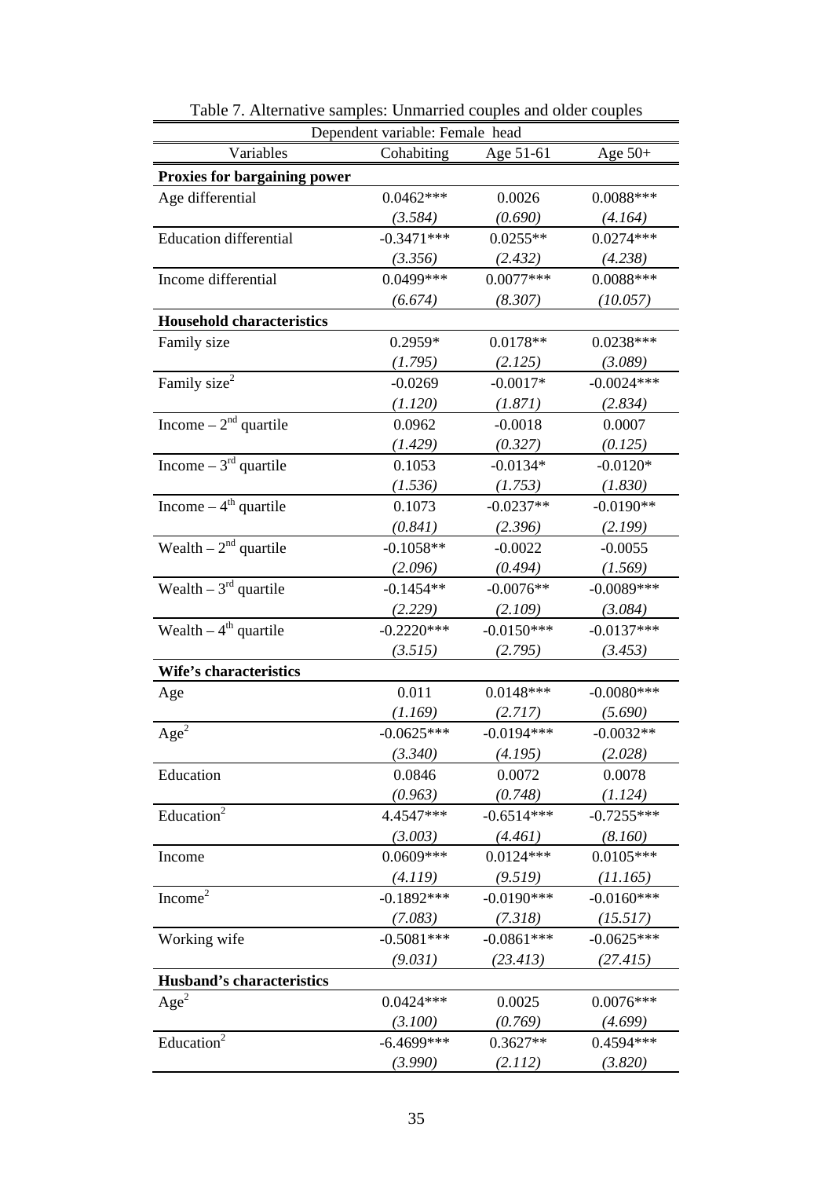Table 7. Alternative samples: Unmarried couples and older couples

| Dependent variable: Female head | | | |
|---|---|---|---|
| Variables | Cohabiting | Age 51-61 | Age 50+ |
| **Proxies for bargaining power** | | | |
| Age differential | 0.0462*** | 0.0026 | 0.0088*** |
| | *(3.584)* | *(0.690)* | *(4.164)* |
| Education differential | -0.3471*** | 0.0255** | 0.0274*** |
| | *(3.356)* | *(2.432)* | *(4.238)* |
| Income differential | 0.0499*** | 0.0077*** | 0.0088*** |
| | *(6.674)* | *(8.307)* | *(10.057)* |
| **Household characteristics** | | | |
| Family size | 0.2959* | 0.0178** | 0.0238*** |
| | *(1.795)* | *(2.125)* | *(3.089)* |
| Family size$^2$ | -0.0269 | -0.0017* | -0.0024*** |
| | *(1.120)* | *(1.871)* | *(2.834)* |
| Income – 2$^{nd}$ quartile | 0.0962 | -0.0018 | 0.0007 |
| | *(1.429)* | *(0.327)* | *(0.125)* |
| Income – 3$^{rd}$ quartile | 0.1053 | -0.0134* | -0.0120* |
| | *(1.536)* | *(1.753)* | *(1.830)* |
| Income – 4$^{th}$ quartile | 0.1073 | -0.0237** | -0.0190** |
| | *(0.841)* | *(2.396)* | *(2.199)* |
| Wealth – 2$^{nd}$ quartile | -0.1058** | -0.0022 | -0.0055 |
| | *(2.096)* | *(0.494)* | *(1.569)* |
| Wealth – 3$^{rd}$ quartile | -0.1454** | -0.0076** | -0.0089*** |
| | *(2.229)* | *(2.109)* | *(3.084)* |
| Wealth – 4$^{th}$ quartile | -0.2220*** | -0.0150*** | -0.0137*** |
| | *(3.515)* | *(2.795)* | *(3.453)* |
| **Wife's characteristics** | | | |
| Age | 0.011 | 0.0148*** | -0.0080*** |
| | *(1.169)* | *(2.717)* | *(5.690)* |
| Age$^2$ | -0.0625*** | -0.0194*** | -0.0032** |
| | *(3.340)* | *(4.195)* | *(2.028)* |
| Education | 0.0846 | 0.0072 | 0.0078 |
| | *(0.963)* | *(0.748)* | *(1.124)* |
| Education$^2$ | 4.4547*** | -0.6514*** | -0.7255*** |
| | *(3.003)* | *(4.461)* | *(8.160)* |
| Income | 0.0609*** | 0.0124*** | 0.0105*** |
| | *(4.119)* | *(9.519)* | *(11.165)* |
| Income$^2$ | -0.1892*** | -0.0190*** | -0.0160*** |
| | *(7.083)* | *(7.318)* | *(15.517)* |
| Working wife | -0.5081*** | -0.0861*** | -0.0625*** |
| | *(9.031)* | *(23.413)* | *(27.415)* |
| **Husband's characteristics** | | | |
| Age$^2$ | 0.0424*** | 0.0025 | 0.0076*** |
| | *(3.100)* | *(0.769)* | *(4.699)* |
| Education$^2$ | -6.4699*** | 0.3627** | 0.4594*** |
| | *(3.990)* | *(2.112)* | *(3.820)* |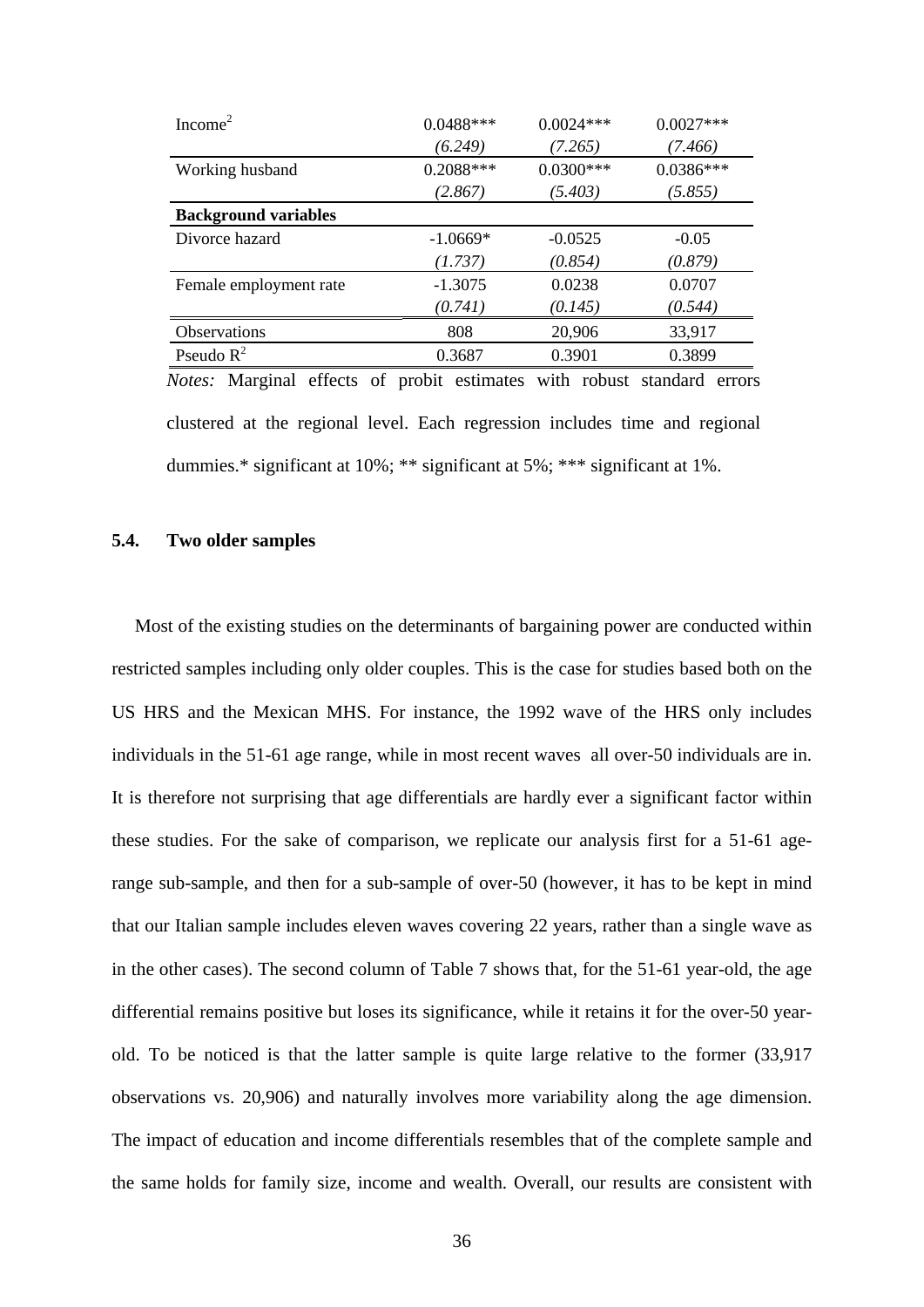| | | | |
|---|---|---|---|
| Income$^2$ | 0.0488*** | 0.0024*** | 0.0027*** |
| | *(6.249)* | *(7.265)* | *(7.466)* |
| Working husband | 0.2088*** | 0.0300*** | 0.0386*** |
| | *(2.867)* | *(5.403)* | *(5.855)* |
| **Background variables** | | | |
| Divorce hazard | -1.0669* | -0.0525 | -0.05 |
| | *(1.737)* | *(0.854)* | *(0.879)* |
| Female employment rate | -1.3075 | 0.0238 | 0.0707 |
| | *(0.741)* | *(0.145)* | *(0.544)* |
| Observations | 808 | 20,906 | 33,917 |
| Pseudo $R^2$ | 0.3687 | 0.3901 | 0.3899 |

*Notes:* Marginal effects of probit estimates with robust standard errors clustered at the regional level. Each regression includes time and regional dummies.* significant at 10%; ** significant at 5%; *** significant at 1%.

### 5.4. Two older samples

Most of the existing studies on the determinants of bargaining power are conducted within restricted samples including only older couples. This is the case for studies based both on the US HRS and the Mexican MHS. For instance, the 1992 wave of the HRS only includes individuals in the 51-61 age range, while in most recent waves all over-50 individuals are in. It is therefore not surprising that age differentials are hardly ever a significant factor within these studies. For the sake of comparison, we replicate our analysis first for a 51-61 age-range sub-sample, and then for a sub-sample of over-50 (however, it has to be kept in mind that our Italian sample includes eleven waves covering 22 years, rather than a single wave as in the other cases). The second column of Table 7 shows that, for the 51-61 year-old, the age differential remains positive but loses its significance, while it retains it for the over-50 year-old. To be noticed is that the latter sample is quite large relative to the former (33,917 observations vs. 20,906) and naturally involves more variability along the age dimension. The impact of education and income differentials resembles that of the complete sample and the same holds for family size, income and wealth. Overall, our results are consistent with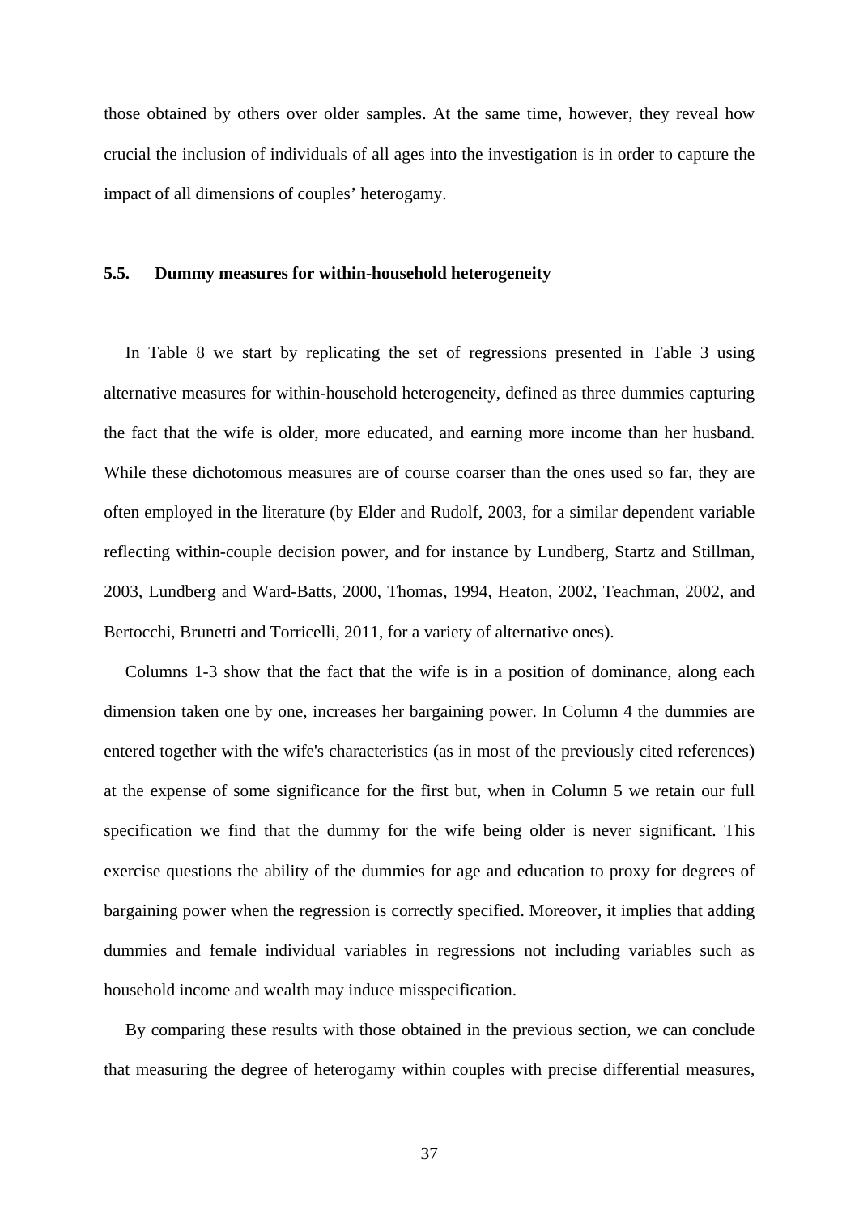those obtained by others over older samples. At the same time, however, they reveal how crucial the inclusion of individuals of all ages into the investigation is in order to capture the impact of all dimensions of couples' heterogamy.

### 5.5. Dummy measures for within-household heterogeneity

In Table 8 we start by replicating the set of regressions presented in Table 3 using alternative measures for within-household heterogeneity, defined as three dummies capturing the fact that the wife is older, more educated, and earning more income than her husband. While these dichotomous measures are of course coarser than the ones used so far, they are often employed in the literature (by Elder and Rudolf, 2003, for a similar dependent variable reflecting within-couple decision power, and for instance by Lundberg, Startz and Stillman, 2003, Lundberg and Ward-Batts, 2000, Thomas, 1994, Heaton, 2002, Teachman, 2002, and Bertocchi, Brunetti and Torricelli, 2011, for a variety of alternative ones).

Columns 1-3 show that the fact that the wife is in a position of dominance, along each dimension taken one by one, increases her bargaining power. In Column 4 the dummies are entered together with the wife's characteristics (as in most of the previously cited references) at the expense of some significance for the first but, when in Column 5 we retain our full specification we find that the dummy for the wife being older is never significant. This exercise questions the ability of the dummies for age and education to proxy for degrees of bargaining power when the regression is correctly specified. Moreover, it implies that adding dummies and female individual variables in regressions not including variables such as household income and wealth may induce misspecification.

By comparing these results with those obtained in the previous section, we can conclude that measuring the degree of heterogamy within couples with precise differential measures,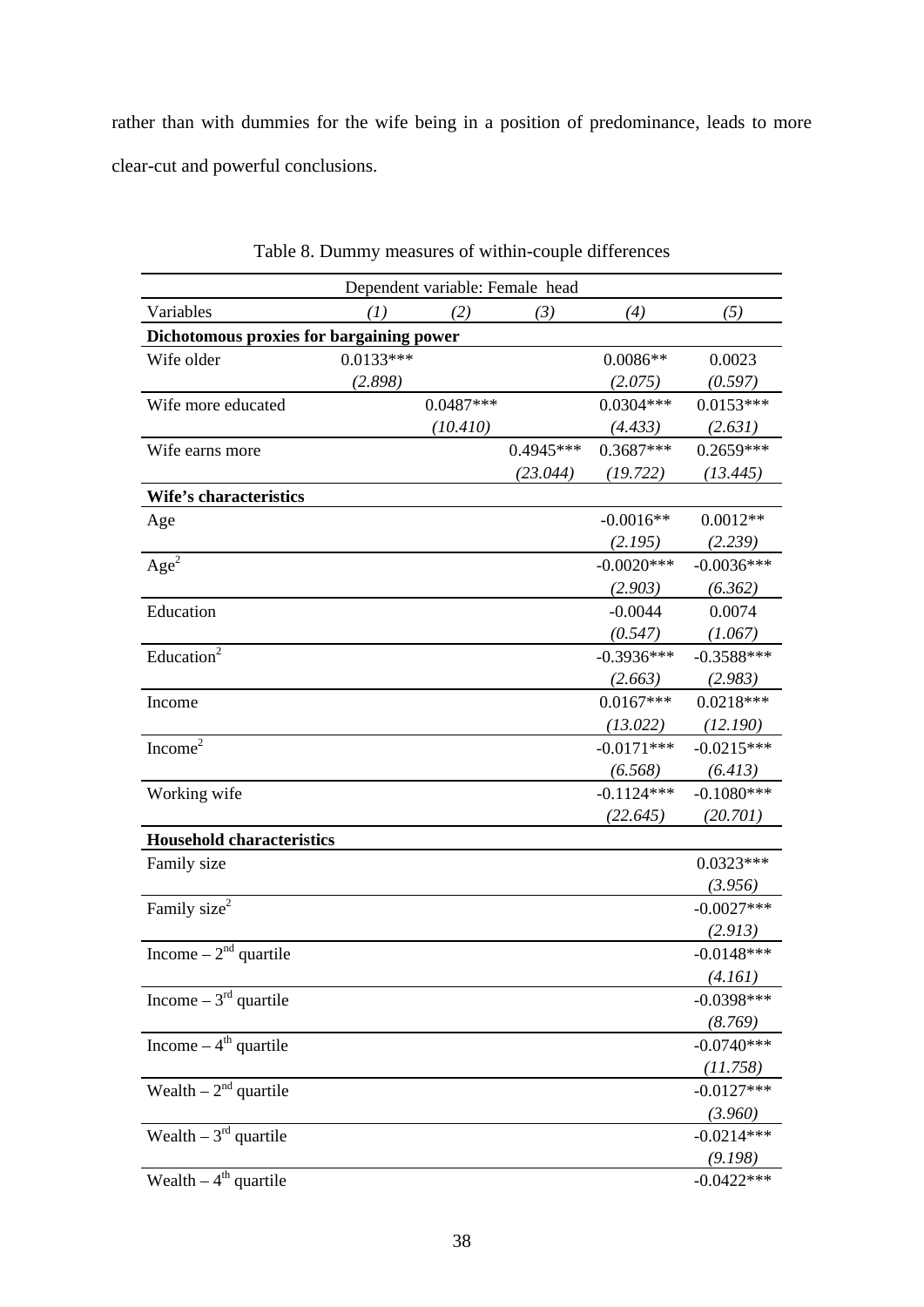rather than with dummies for the wife being in a position of predominance, leads to more clear-cut and powerful conclusions.

Table 8. Dummy measures of within-couple differences

| Dependent variable: Female head | | | | | |
|---|---|---|---|---|---|
| Variables | *(1)* | *(2)* | *(3)* | *(4)* | *(5)* |
| **Dichotomous proxies for bargaining power** | | | | | |
| Wife older | 0.0133*** | | | 0.0086** | 0.0023 |
| | *(2.898)* | | | *(2.075)* | *(0.597)* |
| Wife more educated | | 0.0487*** | | 0.0304*** | 0.0153*** |
| | | *(10.410)* | | *(4.433)* | *(2.631)* |
| Wife earns more | | | 0.4945*** | 0.3687*** | 0.2659*** |
| | | | *(23.044)* | *(19.722)* | *(13.445)* |
| **Wife's characteristics** | | | | | |
| Age | | | | -0.0016** | 0.0012** |
| | | | | *(2.195)* | *(2.239)* |
| $Age^2$ | | | | -0.0020*** | -0.0036*** |
| | | | | *(2.903)* | *(6.362)* |
| Education | | | | -0.0044 | 0.0074 |
| | | | | *(0.547)* | *(1.067)* |
| $Education^2$ | | | | -0.3936*** | -0.3588*** |
| | | | | *(2.663)* | *(2.983)* |
| Income | | | | 0.0167*** | 0.0218*** |
| | | | | *(13.022)* | *(12.190)* |
| $Income^2$ | | | | -0.0171*** | -0.0215*** |
| | | | | *(6.568)* | *(6.413)* |
| Working wife | | | | -0.1124*** | -0.1080*** |
| | | | | *(22.645)* | *(20.701)* |
| **Household characteristics** | | | | | |
| Family size | | | | | 0.0323*** |
| | | | | | *(3.956)* |
| Family $size^2$ | | | | | -0.0027*** |
| | | | | | *(2.913)* |
| Income – $2^{nd}$ quartile | | | | | -0.0148*** |
| | | | | | *(4.161)* |
| Income – $3^{rd}$ quartile | | | | | -0.0398*** |
| | | | | | *(8.769)* |
| Income – $4^{th}$ quartile | | | | | -0.0740*** |
| | | | | | *(11.758)* |
| Wealth – $2^{nd}$ quartile | | | | | -0.0127*** |
| | | | | | *(3.960)* |
| Wealth – $3^{rd}$ quartile | | | | | -0.0214*** |
| | | | | | *(9.198)* |
| Wealth – $4^{th}$ quartile | | | | | -0.0422*** |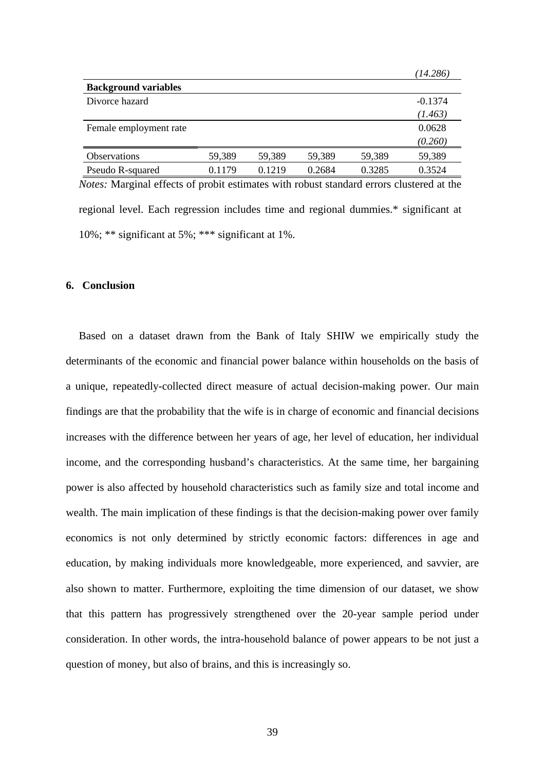| | | | | | |
|---|---|---|---|---|---|
| | | | | | *(14.286)* |
| **Background variables** | | | | | |
| Divorce hazard | | | | | -0.1374 |
| | | | | | *(1.463)* |
| Female employment rate | | | | | 0.0628 |
| | | | | | *(0.260)* |
| Observations | 59,389 | 59,389 | 59,389 | 59,389 | 59,389 |
| Pseudo R-squared | 0.1179 | 0.1219 | 0.2684 | 0.3285 | 0.3524 |

*Notes:* Marginal effects of probit estimates with robust standard errors clustered at the regional level. Each regression includes time and regional dummies.* significant at 10%; ** significant at 5%; *** significant at 1%.

## 6. Conclusion

Based on a dataset drawn from the Bank of Italy SHIW we empirically study the determinants of the economic and financial power balance within households on the basis of a unique, repeatedly-collected direct measure of actual decision-making power. Our main findings are that the probability that the wife is in charge of economic and financial decisions increases with the difference between her years of age, her level of education, her individual income, and the corresponding husband's characteristics. At the same time, her bargaining power is also affected by household characteristics such as family size and total income and wealth. The main implication of these findings is that the decision-making power over family economics is not only determined by strictly economic factors: differences in age and education, by making individuals more knowledgeable, more experienced, and savvier, are also shown to matter. Furthermore, exploiting the time dimension of our dataset, we show that this pattern has progressively strengthened over the 20-year sample period under consideration. In other words, the intra-household balance of power appears to be not just a question of money, but also of brains, and this is increasingly so.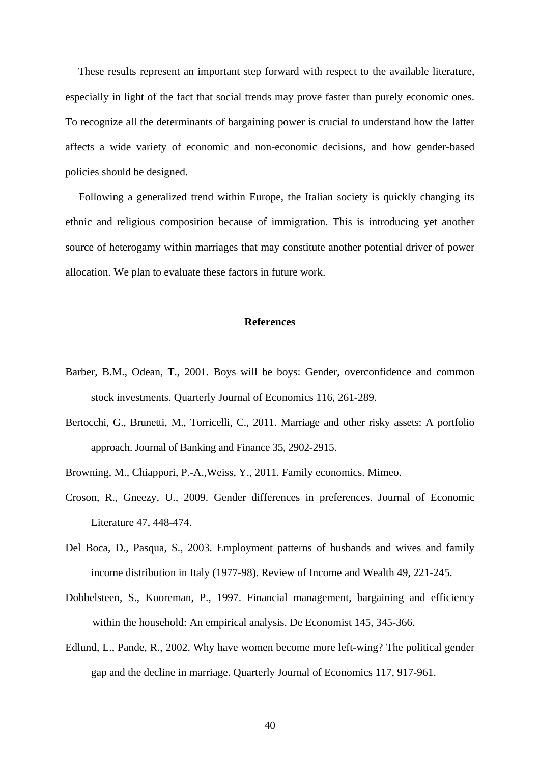These results represent an important step forward with respect to the available literature, especially in light of the fact that social trends may prove faster than purely economic ones. To recognize all the determinants of bargaining power is crucial to understand how the latter affects a wide variety of economic and non-economic decisions, and how gender-based policies should be designed.

Following a generalized trend within Europe, the Italian society is quickly changing its ethnic and religious composition because of immigration. This is introducing yet another source of heterogamy within marriages that may constitute another potential driver of power allocation. We plan to evaluate these factors in future work.

## References

Barber, B.M., Odean, T., 2001. Boys will be boys: Gender, overconfidence and common stock investments. Quarterly Journal of Economics 116, 261-289.

Bertocchi, G., Brunetti, M., Torricelli, C., 2011. Marriage and other risky assets: A portfolio approach. Journal of Banking and Finance 35, 2902-2915.

Browning, M., Chiappori, P.-A.,Weiss, Y., 2011. Family economics. Mimeo.

Croson, R., Gneezy, U., 2009. Gender differences in preferences. Journal of Economic Literature 47, 448-474.

Del Boca, D., Pasqua, S., 2003. Employment patterns of husbands and wives and family income distribution in Italy (1977-98). Review of Income and Wealth 49, 221-245.

Dobbelsteen, S., Kooreman, P., 1997. Financial management, bargaining and efficiency within the household: An empirical analysis. De Economist 145, 345-366.

Edlund, L., Pande, R., 2002. Why have women become more left-wing? The political gender gap and the decline in marriage. Quarterly Journal of Economics 117, 917-961.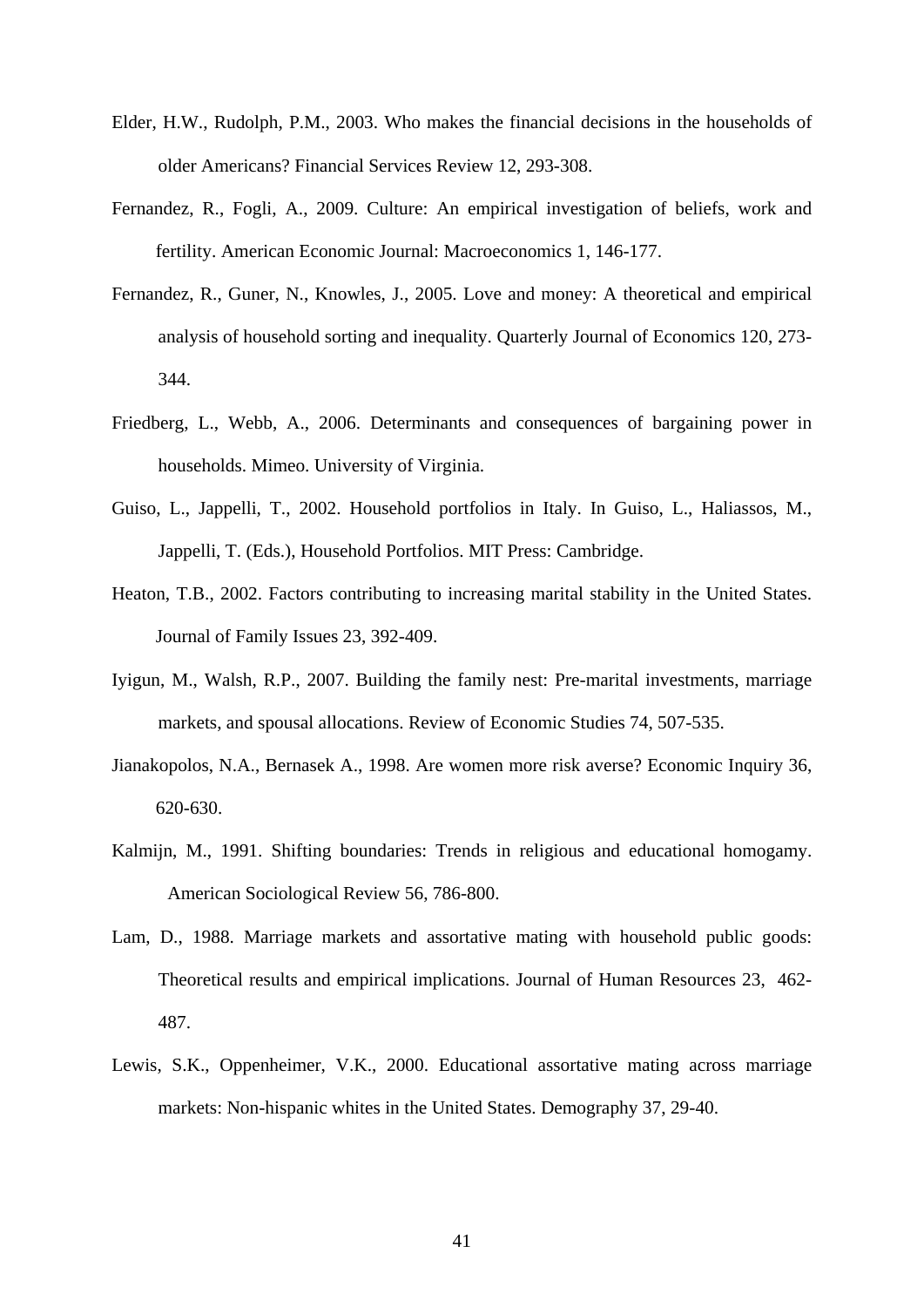Elder, H.W., Rudolph, P.M., 2003. Who makes the financial decisions in the households of older Americans? Financial Services Review 12, 293-308.

Fernandez, R., Fogli, A., 2009. Culture: An empirical investigation of beliefs, work and fertility. American Economic Journal: Macroeconomics 1, 146-177.

Fernandez, R., Guner, N., Knowles, J., 2005. Love and money: A theoretical and empirical analysis of household sorting and inequality. Quarterly Journal of Economics 120, 273-344.

Friedberg, L., Webb, A., 2006. Determinants and consequences of bargaining power in households. Mimeo. University of Virginia.

Guiso, L., Jappelli, T., 2002. Household portfolios in Italy. In Guiso, L., Haliassos, M., Jappelli, T. (Eds.), Household Portfolios. MIT Press: Cambridge.

Heaton, T.B., 2002. Factors contributing to increasing marital stability in the United States. Journal of Family Issues 23, 392-409.

Iyigun, M., Walsh, R.P., 2007. Building the family nest: Pre-marital investments, marriage markets, and spousal allocations. Review of Economic Studies 74, 507-535.

Jianakopolos, N.A., Bernasek A., 1998. Are women more risk averse? Economic Inquiry 36, 620-630.

Kalmijn, M., 1991. Shifting boundaries: Trends in religious and educational homogamy. American Sociological Review 56, 786-800.

Lam, D., 1988. Marriage markets and assortative mating with household public goods: Theoretical results and empirical implications. Journal of Human Resources 23, 462-487.

Lewis, S.K., Oppenheimer, V.K., 2000. Educational assortative mating across marriage markets: Non-hispanic whites in the United States. Demography 37, 29-40.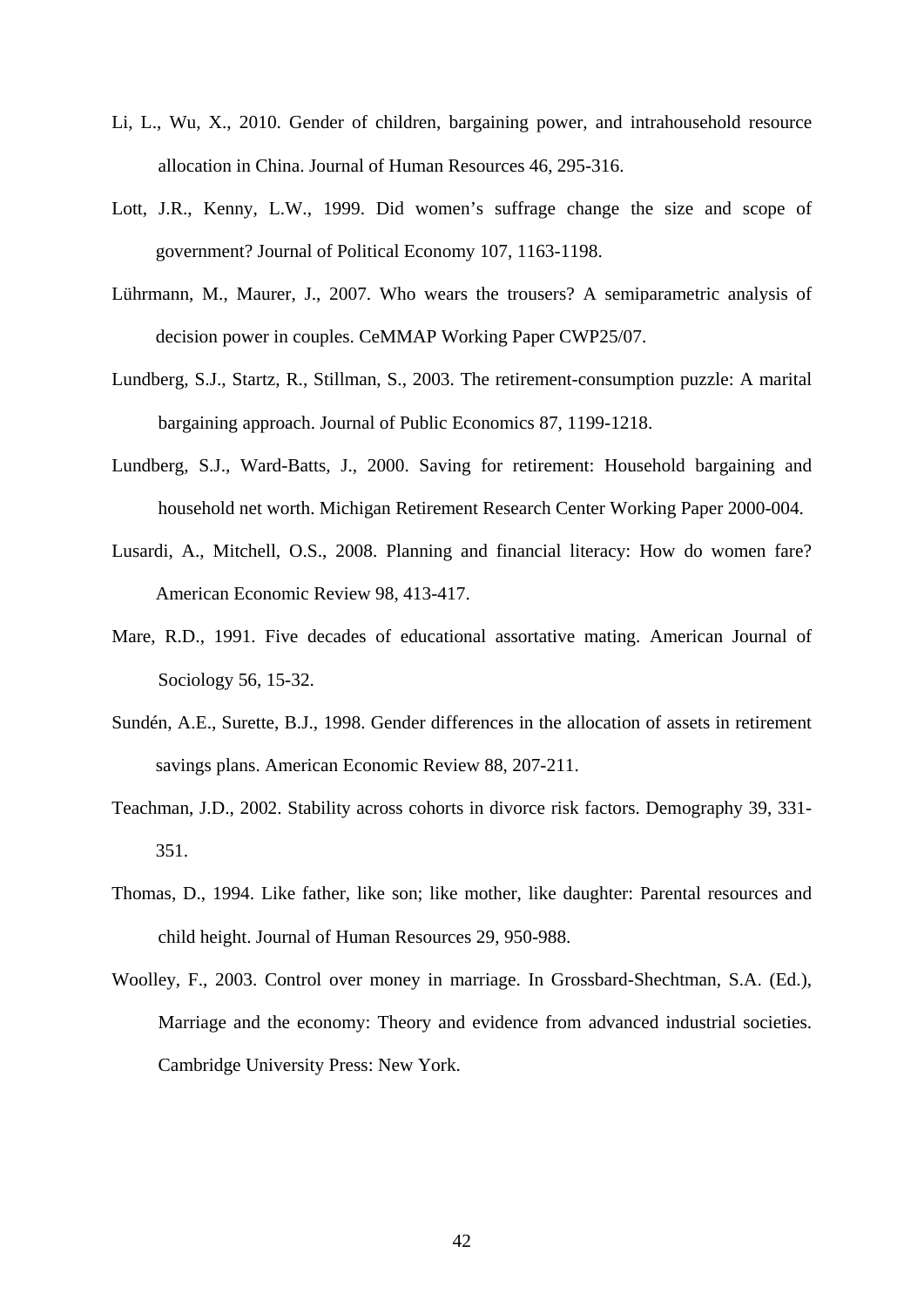Li, L., Wu, X., 2010. Gender of children, bargaining power, and intrahousehold resource allocation in China. Journal of Human Resources 46, 295-316.

Lott, J.R., Kenny, L.W., 1999. Did women's suffrage change the size and scope of government? Journal of Political Economy 107, 1163-1198.

Lührmann, M., Maurer, J., 2007. Who wears the trousers? A semiparametric analysis of decision power in couples. CeMMAP Working Paper CWP25/07.

Lundberg, S.J., Startz, R., Stillman, S., 2003. The retirement-consumption puzzle: A marital bargaining approach. Journal of Public Economics 87, 1199-1218.

Lundberg, S.J., Ward-Batts, J., 2000. Saving for retirement: Household bargaining and household net worth. Michigan Retirement Research Center Working Paper 2000-004.

Lusardi, A., Mitchell, O.S., 2008. Planning and financial literacy: How do women fare? American Economic Review 98, 413-417.

Mare, R.D., 1991. Five decades of educational assortative mating. American Journal of Sociology 56, 15-32.

Sundén, A.E., Surette, B.J., 1998. Gender differences in the allocation of assets in retirement savings plans. American Economic Review 88, 207-211.

Teachman, J.D., 2002. Stability across cohorts in divorce risk factors. Demography 39, 331-351.

Thomas, D., 1994. Like father, like son; like mother, like daughter: Parental resources and child height. Journal of Human Resources 29, 950-988.

Woolley, F., 2003. Control over money in marriage. In Grossbard-Shechtman, S.A. (Ed.), Marriage and the economy: Theory and evidence from advanced industrial societies. Cambridge University Press: New York.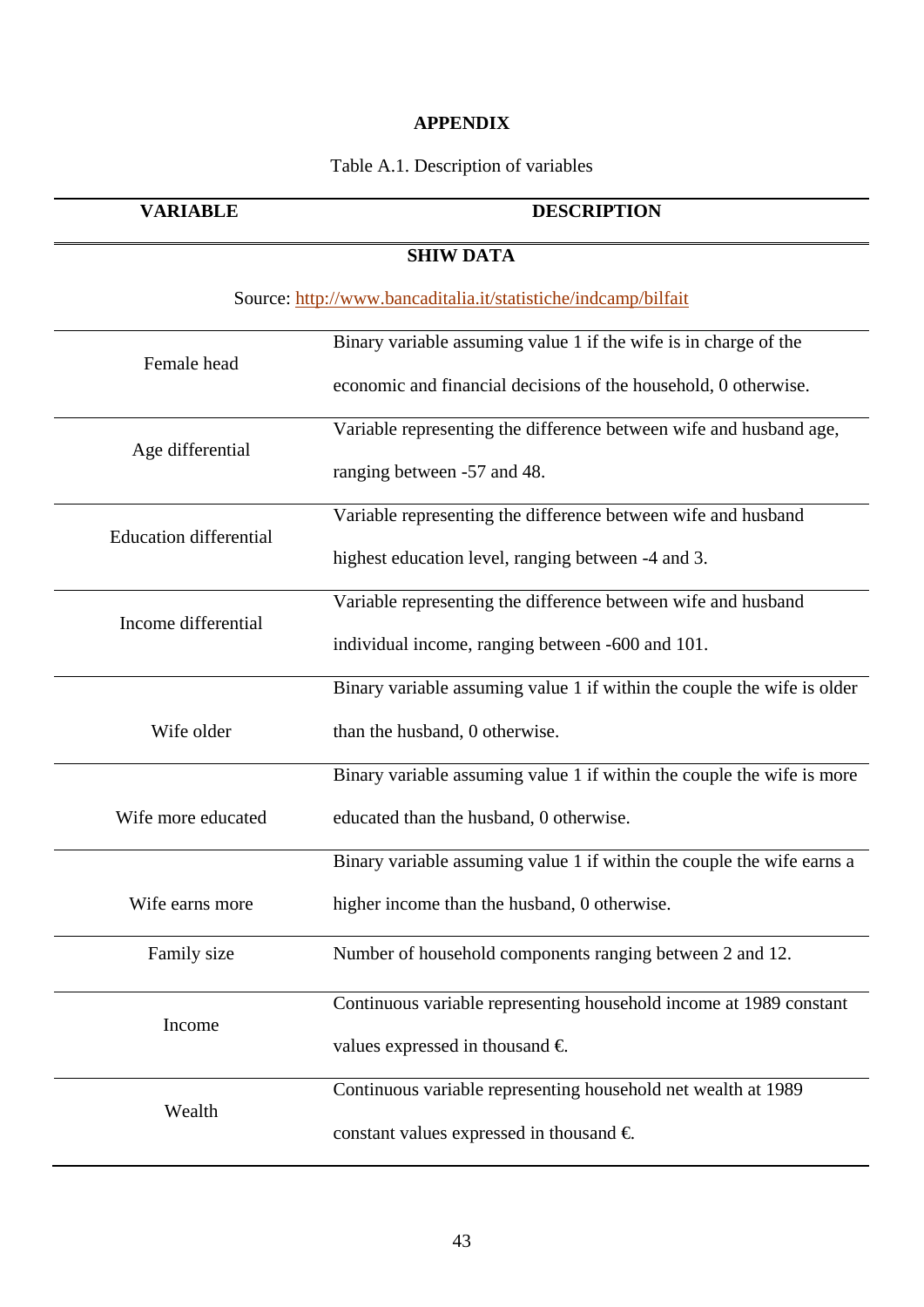**APPENDIX**

Table A.1. Description of variables

| VARIABLE | DESCRIPTION |
|---|---|
| **SHIW DATA** | |
| Source: http://www.bancaditalia.it/statistiche/indcamp/bilfait | |
| Female head | Binary variable assuming value 1 if the wife is in charge of the economic and financial decisions of the household, 0 otherwise. |
| Age differential | Variable representing the difference between wife and husband age, ranging between -57 and 48. |
| Education differential | Variable representing the difference between wife and husband highest education level, ranging between -4 and 3. |
| Income differential | Variable representing the difference between wife and husband individual income, ranging between -600 and 101. |
| Wife older | Binary variable assuming value 1 if within the couple the wife is older than the husband, 0 otherwise. |
| Wife more educated | Binary variable assuming value 1 if within the couple the wife is more educated than the husband, 0 otherwise. |
| Wife earns more | Binary variable assuming value 1 if within the couple the wife earns a higher income than the husband, 0 otherwise. |
| Family size | Number of household components ranging between 2 and 12. |
| Income | Continuous variable representing household income at 1989 constant values expressed in thousand €. |
| Wealth | Continuous variable representing household net wealth at 1989 constant values expressed in thousand €. |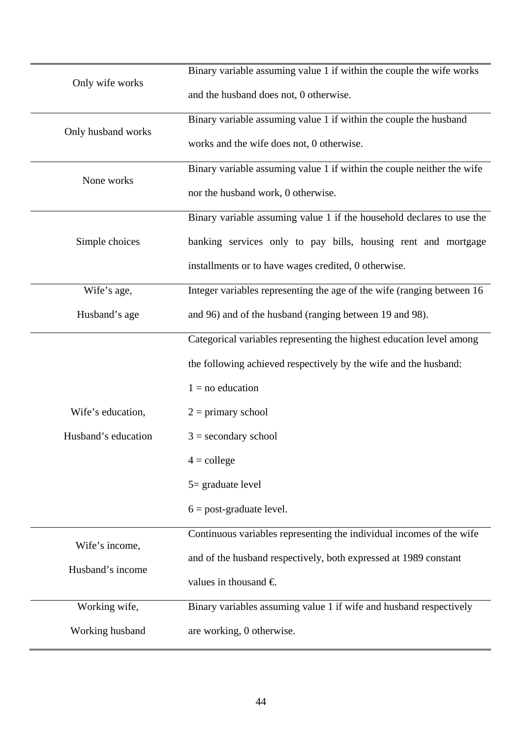| | |
|---|---|
| Only wife works | Binary variable assuming value 1 if within the couple the wife works and the husband does not, 0 otherwise. |
| Only husband works | Binary variable assuming value 1 if within the couple the husband works and the wife does not, 0 otherwise. |
| None works | Binary variable assuming value 1 if within the couple neither the wife nor the husband work, 0 otherwise. |
| Simple choices | Binary variable assuming value 1 if the household declares to use the banking services only to pay bills, housing rent and mortgage installments or to have wages credited, 0 otherwise. |
| Wife's age, Husband's age | Integer variables representing the age of the wife (ranging between 16 and 96) and of the husband (ranging between 19 and 98). |
| Wife's education, Husband's education | Categorical variables representing the highest education level among the following achieved respectively by the wife and the husband: 1 = no education 2 = primary school 3 = secondary school 4 = college 5= graduate level 6 = post-graduate level. |
| Wife's income, Husband's income | Continuous variables representing the individual incomes of the wife and of the husband respectively, both expressed at 1989 constant values in thousand €. |
| Working wife, Working husband | Binary variables assuming value 1 if wife and husband respectively are working, 0 otherwise. |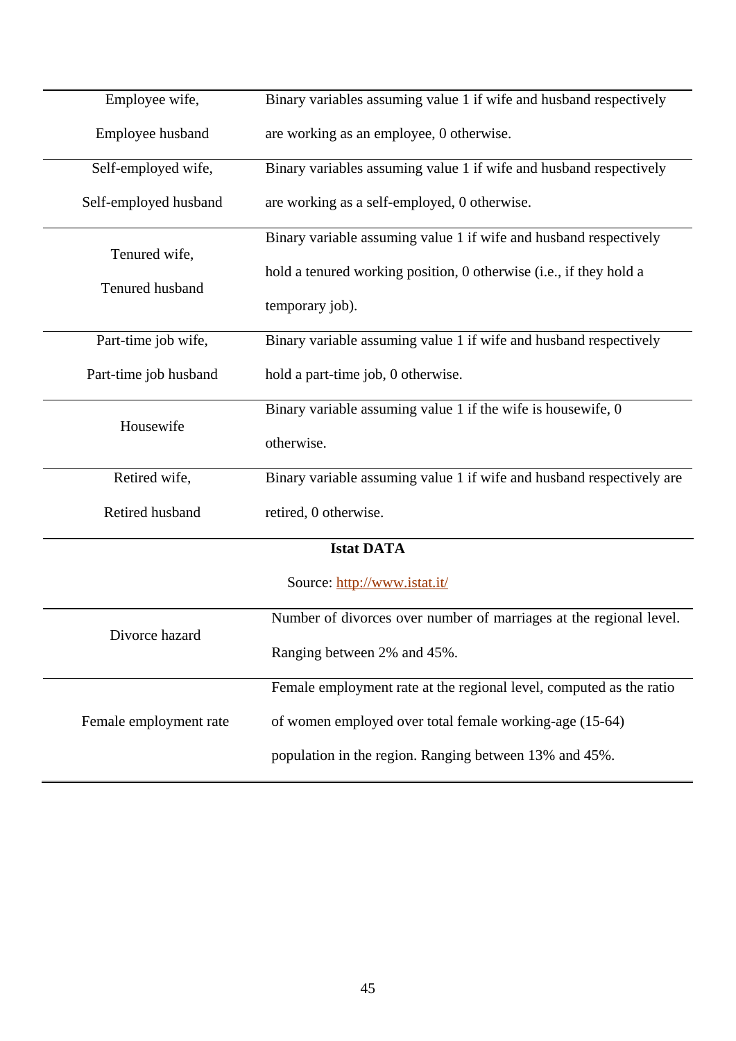| | |
|---|---|
| Employee wife, Employee husband | Binary variables assuming value 1 if wife and husband respectively are working as an employee, 0 otherwise. |
| Self-employed wife, Self-employed husband | Binary variables assuming value 1 if wife and husband respectively are working as a self-employed, 0 otherwise. |
| Tenured wife, Tenured husband | Binary variable assuming value 1 if wife and husband respectively hold a tenured working position, 0 otherwise (i.e., if they hold a temporary job). |
| Part-time job wife, Part-time job husband | Binary variable assuming value 1 if wife and husband respectively hold a part-time job, 0 otherwise. |
| Housewife | Binary variable assuming value 1 if the wife is housewife, 0 otherwise. |
| Retired wife, Retired husband | Binary variable assuming value 1 if wife and husband respectively are retired, 0 otherwise. |
| **Istat DATA** Source: http://www.istat.it/ | |
| Divorce hazard | Number of divorces over number of marriages at the regional level. Ranging between 2% and 45%. |
| Female employment rate | Female employment rate at the regional level, computed as the ratio of women employed over total female working-age (15-64) population in the region. Ranging between 13% and 45%. |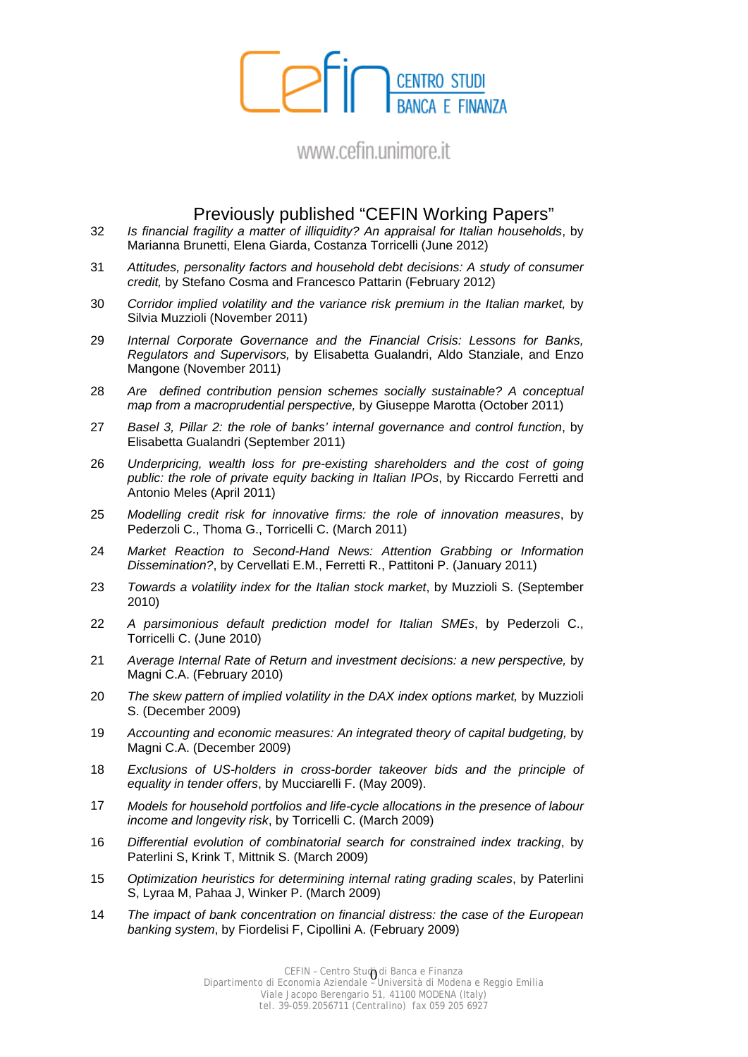# Previously published "CEFIN Working Papers"

32 *Is financial fragility a matter of illiquidity? An appraisal for Italian households*, by Marianna Brunetti, Elena Giarda, Costanza Torricelli (June 2012)

31 *Attitudes, personality factors and household debt decisions: A study of consumer credit,* by Stefano Cosma and Francesco Pattarin (February 2012)

30 *Corridor implied volatility and the variance risk premium in the Italian market,* by Silvia Muzzioli (November 2011)

29 *Internal Corporate Governance and the Financial Crisis: Lessons for Banks, Regulators and Supervisors,* by Elisabetta Gualandri, Aldo Stanziale, and Enzo Mangone (November 2011)

28 *Are defined contribution pension schemes socially sustainable? A conceptual map from a macroprudential perspective,* by Giuseppe Marotta (October 2011)

27 *Basel 3, Pillar 2: the role of banks' internal governance and control function*, by Elisabetta Gualandri (September 2011)

26 *Underpricing, wealth loss for pre-existing shareholders and the cost of going public: the role of private equity backing in Italian IPOs*, by Riccardo Ferretti and Antonio Meles (April 2011)

25 *Modelling credit risk for innovative firms: the role of innovation measures*, by Pederzoli C., Thoma G., Torricelli C. (March 2011)

24 *Market Reaction to Second-Hand News: Attention Grabbing or Information Dissemination?*, by Cervellati E.M., Ferretti R., Pattitoni P. (January 2011)

23 *Towards a volatility index for the Italian stock market*, by Muzzioli S. (September 2010)

22 *A parsimonious default prediction model for Italian SMEs*, by Pederzoli C., Torricelli C. (June 2010)

21 *Average Internal Rate of Return and investment decisions: a new perspective,* by Magni C.A. (February 2010)

20 *The skew pattern of implied volatility in the DAX index options market,* by Muzzioli S. (December 2009)

19 *Accounting and economic measures: An integrated theory of capital budgeting,* by Magni C.A. (December 2009)

18 *Exclusions of US-holders in cross-border takeover bids and the principle of equality in tender offers*, by Mucciarelli F. (May 2009).

17 *Models for household portfolios and life-cycle allocations in the presence of labour income and longevity risk*, by Torricelli C. (March 2009)

16 *Differential evolution of combinatorial search for constrained index tracking*, by Paterlini S, Krink T, Mittnik S. (March 2009)

15 *Optimization heuristics for determining internal rating grading scales*, by Paterlini S, Lyraa M, Pahaa J, Winker P. (March 2009)

14 *The impact of bank concentration on financial distress: the case of the European banking system*, by Fiordelisi F, Cipollini A. (February 2009)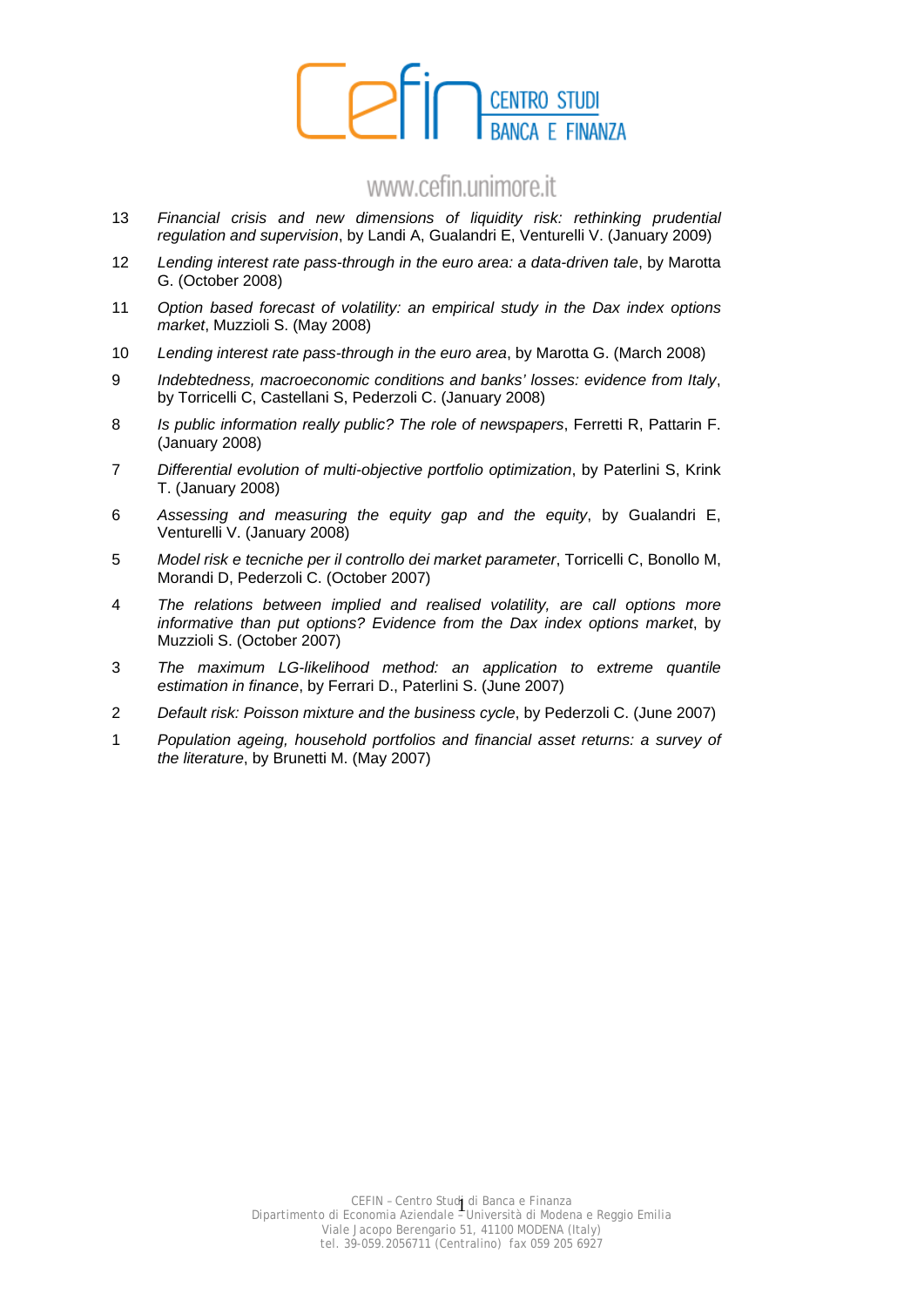CENTRO STUDI BANCA E FINANZA

www.cefin.unimore.it

13 *Financial crisis and new dimensions of liquidity risk: rethinking prudential regulation and supervision*, by Landi A, Gualandri E, Venturelli V. (January 2009)

12 *Lending interest rate pass-through in the euro area: a data-driven tale*, by Marotta G. (October 2008)

11 *Option based forecast of volatility: an empirical study in the Dax index options market*, Muzzioli S. (May 2008)

10 *Lending interest rate pass-through in the euro area*, by Marotta G. (March 2008)

9 *Indebtedness, macroeconomic conditions and banks' losses: evidence from Italy*, by Torricelli C, Castellani S, Pederzoli C. (January 2008)

8 *Is public information really public? The role of newspapers*, Ferretti R, Pattarin F. (January 2008)

7 *Differential evolution of multi-objective portfolio optimization*, by Paterlini S, Krink T. (January 2008)

6 *Assessing and measuring the equity gap and the equity*, by Gualandri E, Venturelli V. (January 2008)

5 *Model risk e tecniche per il controllo dei market parameter*, Torricelli C, Bonollo M, Morandi D, Pederzoli C. (October 2007)

4 *The relations between implied and realised volatility, are call options more informative than put options? Evidence from the Dax index options market*, by Muzzioli S. (October 2007)

3 *The maximum LG-likelihood method: an application to extreme quantile estimation in finance*, by Ferrari D., Paterlini S. (June 2007)

2 *Default risk: Poisson mixture and the business cycle*, by Pederzoli C. (June 2007)

1 *Population ageing, household portfolios and financial asset returns: a survey of the literature*, by Brunetti M. (May 2007)

CEFIN – Centro Studi di Banca e Finanza
Dipartimento di Economia Aziendale – Università di Modena e Reggio Emilia
Viale Jacopo Berengario 51, 41100 MODENA (Italy)
tel. 39-059.2056711 (Centralino) fax 059 205 6927